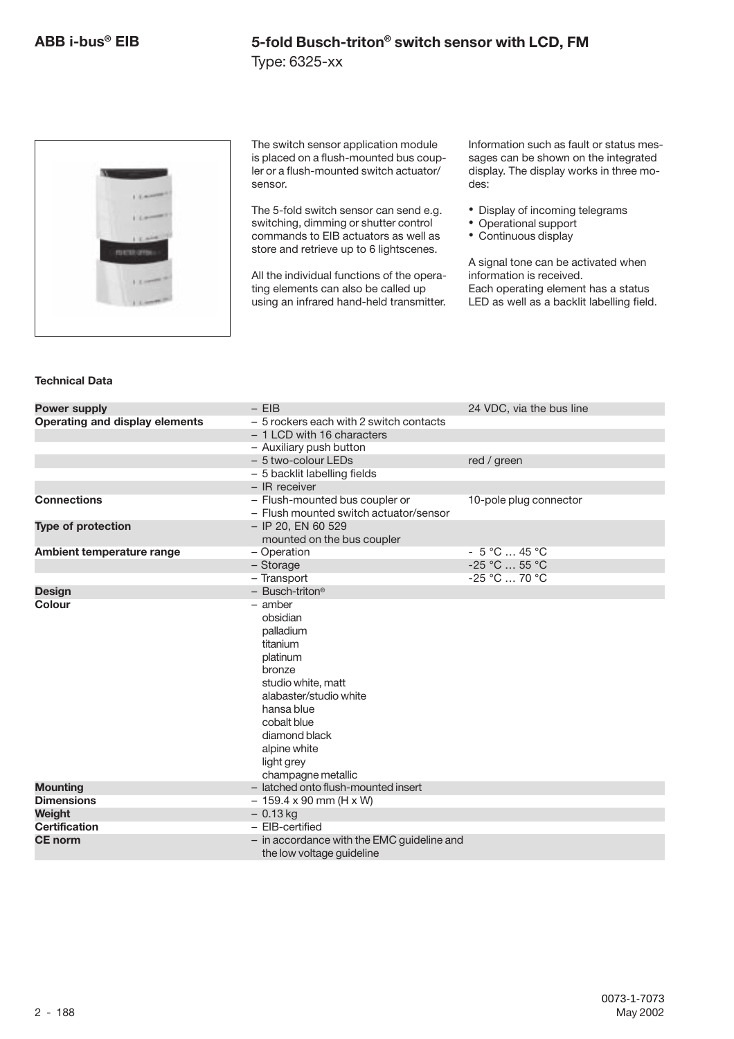# ABB i-bus® EIB

## 5-fold Busch-triton® switch sensor with LCD, FM

Type: 6325-xx

The switch sensor application module is placed on a flush-mounted bus coupler or a flush-mounted switch actuator/ sensor.

The 5-fold switch sensor can send e.g. switching, dimming or shutter control commands to EIB actuators as well as store and retrieve up to 6 lightscenes.

All the individual functions of the operating elements can also be called up using an infrared hand-held transmitter.

Information such as fault or status messages can be shown on the integrated display. The display works in three modes:

- Display of incoming telegrams
- Operational support
- Continuous display

A signal tone can be activated when information is received.
Each operating element has a status LED as well as a backlit labelling field.

**Technical Data**

| | | |
|---|---|---|
| **Power supply** | – EIB | 24 VDC, via the bus line |
| **Operating and display elements** | – 5 rockers each with 2 switch contacts | |
| | – 1 LCD with 16 characters | |
| | – Auxiliary push button | |
| | – 5 two-colour LEDs | red / green |
| | – 5 backlit labelling fields | |
| | – IR receiver | |
| **Connections** | – Flush-mounted bus coupler or<br>– Flush mounted switch actuator/sensor | 10-pole plug connector |
| **Type of protection** | – IP 20, EN 60 529<br>mounted on the bus coupler | |
| **Ambient temperature range** | – Operation | - 5 °C … 45 °C |
| | – Storage | -25 °C … 55 °C |
| | – Transport | -25 °C … 70 °C |
| **Design** | – Busch-triton® | |
| **Colour** | – amber<br>obsidian<br>palladium<br>titanium<br>platinum<br>bronze<br>studio white, matt<br>alabaster/studio white<br>hansa blue<br>cobalt blue<br>diamond black<br>alpine white<br>light grey<br>champagne metallic | |
| **Mounting** | – latched onto flush-mounted insert | |
| **Dimensions** | – 159.4 x 90 mm (H x W) | |
| **Weight** | – 0.13 kg | |
| **Certification** | – EIB-certified | |
| **CE norm** | – in accordance with the EMC guideline and the low voltage guideline | |

0073-1-7073
May 2002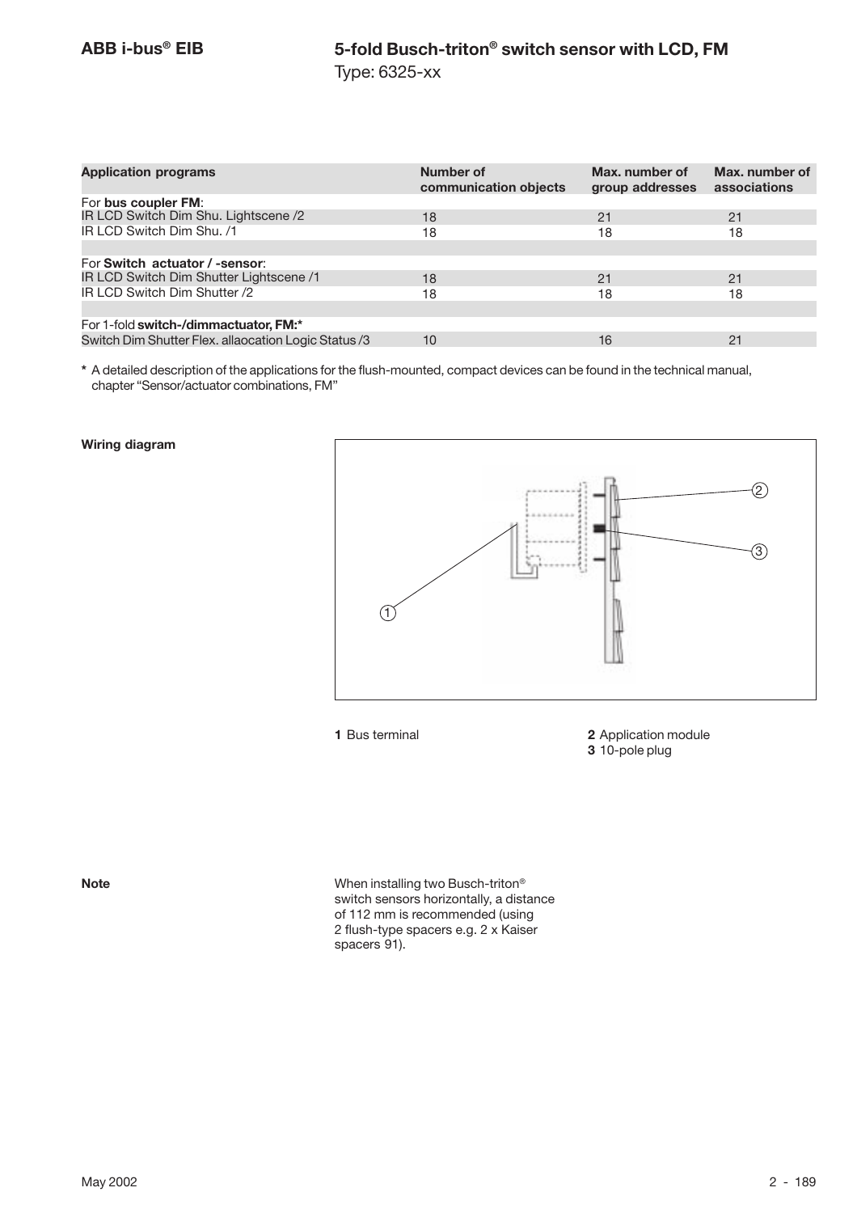# 5-fold Busch-triton® switch sensor with LCD, FM

Type: 6325-xx

| Application programs | Number of communication objects | Max. number of group addresses | Max. number of associations |
|---|---|---|---|
| For **bus coupler FM**: | | | |
| IR LCD Switch Dim Shu. Lightscene /2 | 18 | 21 | 21 |
| IR LCD Switch Dim Shu. /1 | 18 | 18 | 18 |
| | | | |
| For **Switch actuator / -sensor**: | | | |
| IR LCD Switch Dim Shutter Lightscene /1 | 18 | 21 | 21 |
| IR LCD Switch Dim Shutter /2 | 18 | 18 | 18 |
| | | | |
| For 1-fold **switch-/dimmactuator, FM:*** | | | |
| Switch Dim Shutter Flex. allaocation Logic Status /3 | 10 | 16 | 21 |

\* A detailed description of the applications for the flush-mounted, compact devices can be found in the technical manual, chapter "Sensor/actuator combinations, FM"

**Wiring diagram**

**1** Bus terminal

**2** Application module

**3** 10-pole plug

**Note**

When installing two Busch-triton® switch sensors horizontally, a distance of 112 mm is recommended (using 2 flush-type spacers e.g. 2 x Kaiser spacers 91).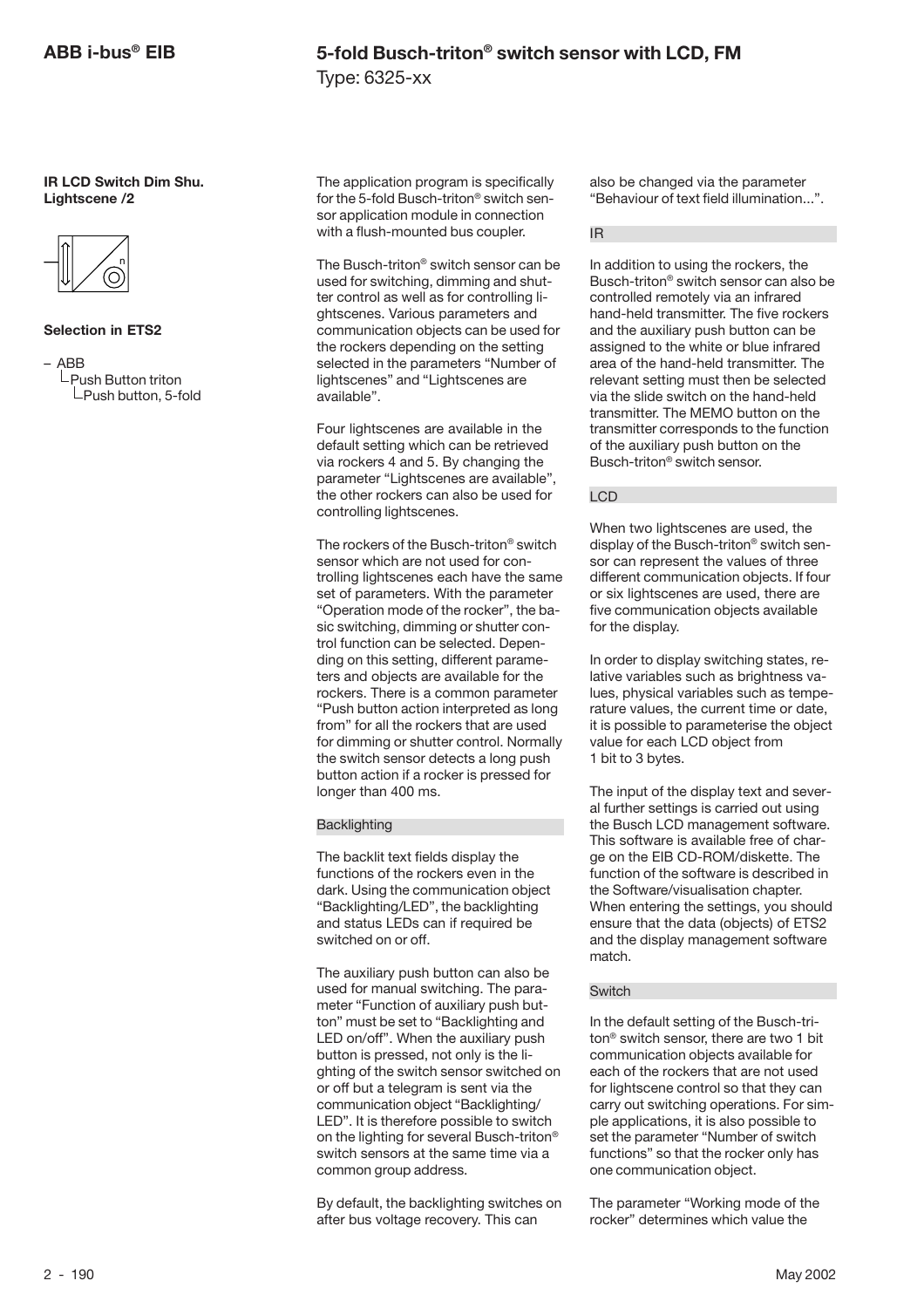**IR LCD Switch Dim Shu. Lightscene /2**

**Selection in ETS2**

- ABB
  - Push Button triton
    - Push button, 5-fold

The application program is specifically for the 5-fold Busch-triton® switch sensor application module in connection with a flush-mounted bus coupler.

The Busch-triton® switch sensor can be used for switching, dimming and shutter control as well as for controlling lightscenes. Various parameters and communication objects can be used for the rockers depending on the setting selected in the parameters "Number of lightscenes" and "Lightscenes are available".

Four lightscenes are available in the default setting which can be retrieved via rockers 4 and 5. By changing the parameter "Lightscenes are available", the other rockers can also be used for controlling lightscenes.

The rockers of the Busch-triton® switch sensor which are not used for controlling lightscenes each have the same set of parameters. With the parameter "Operation mode of the rocker", the basic switching, dimming or shutter control function can be selected. Depending on this setting, different parameters and objects are available for the rockers. There is a common parameter "Push button action interpreted as long from" for all the rockers that are used for dimming or shutter control. Normally the switch sensor detects a long push button action if a rocker is pressed for longer than 400 ms.

### Backlighting

The backlit text fields display the functions of the rockers even in the dark. Using the communication object "Backlighting/LED", the backlighting and status LEDs can if required be switched on or off.

The auxiliary push button can also be used for manual switching. The parameter "Function of auxiliary push button" must be set to "Backlighting and LED on/off". When the auxiliary push button is pressed, not only is the lighting of the switch sensor switched on or off but a telegram is sent via the communication object "Backlighting/ LED". It is therefore possible to switch on the lighting for several Busch-triton® switch sensors at the same time via a common group address.

By default, the backlighting switches on after bus voltage recovery. This can also be changed via the parameter "Behaviour of text field illumination...".

### IR

In addition to using the rockers, the Busch-triton® switch sensor can also be controlled remotely via an infrared hand-held transmitter. The five rockers and the auxiliary push button can be assigned to the white or blue infrared area of the hand-held transmitter. The relevant setting must then be selected via the slide switch on the hand-held transmitter. The MEMO button on the transmitter corresponds to the function of the auxiliary push button on the Busch-triton® switch sensor.

### LCD

When two lightscenes are used, the display of the Busch-triton® switch sensor can represent the values of three different communication objects. If four or six lightscenes are used, there are five communication objects available for the display.

In order to display switching states, relative variables such as brightness values, physical variables such as temperature values, the current time or date, it is possible to parameterise the object value for each LCD object from 1 bit to 3 bytes.

The input of the display text and several further settings is carried out using the Busch LCD management software. This software is available free of charge on the EIB CD-ROM/diskette. The function of the software is described in the Software/visualisation chapter. When entering the settings, you should ensure that the data (objects) of ETS2 and the display management software match.

### Switch

In the default setting of the Busch-triton® switch sensor, there are two 1 bit communication objects available for each of the rockers that are not used for lightscene control so that they can carry out switching operations. For simple applications, it is also possible to set the parameter "Number of switch functions" so that the rocker only has one communication object.

The parameter "Working mode of the rocker" determines which value the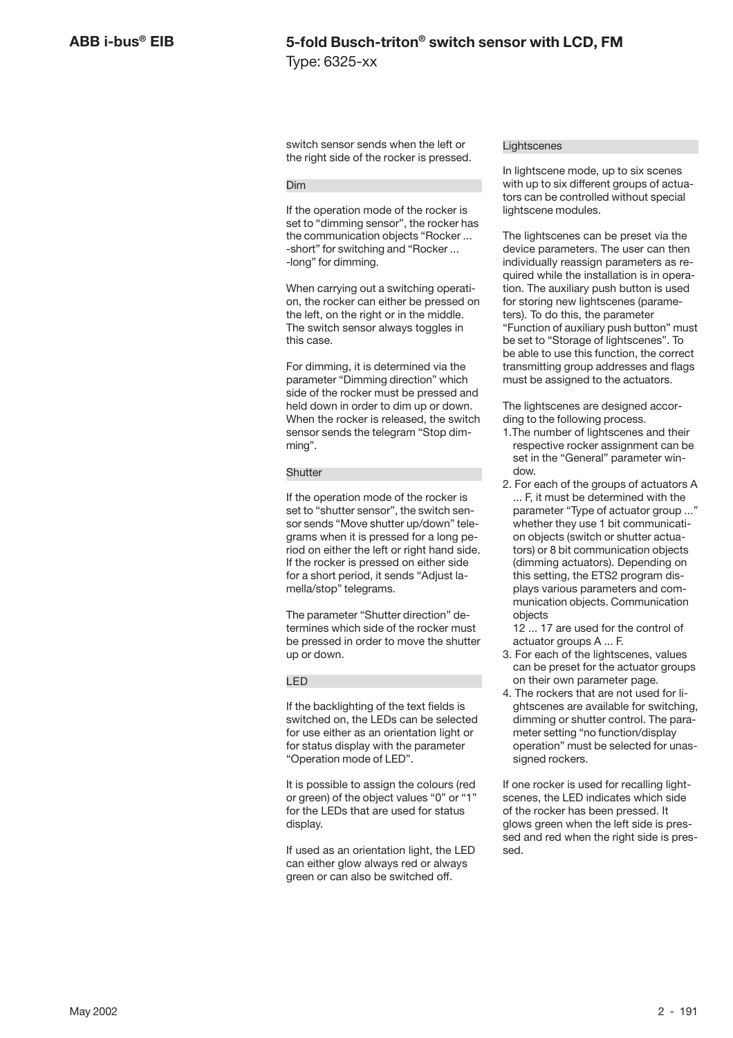switch sensor sends when the left or the right side of the rocker is pressed.

### Dim

If the operation mode of the rocker is set to "dimming sensor", the rocker has the communication objects "Rocker ... -short" for switching and "Rocker ... -long" for dimming.

When carrying out a switching operation, the rocker can either be pressed on the left, on the right or in the middle. The switch sensor always toggles in this case.

For dimming, it is determined via the parameter "Dimming direction" which side of the rocker must be pressed and held down in order to dim up or down. When the rocker is released, the switch sensor sends the telegram "Stop dimming".

### Shutter

If the operation mode of the rocker is set to "shutter sensor", the switch sensor sends "Move shutter up/down" telegrams when it is pressed for a long period on either the left or right hand side. If the rocker is pressed on either side for a short period, it sends "Adjust lamella/stop" telegrams.

The parameter "Shutter direction" determines which side of the rocker must be pressed in order to move the shutter up or down.

### LED

If the backlighting of the text fields is switched on, the LEDs can be selected for use either as an orientation light or for status display with the parameter "Operation mode of LED".

It is possible to assign the colours (red or green) of the object values "0" or "1" for the LEDs that are used for status display.

If used as an orientation light, the LED can either glow always red or always green or can also be switched off.

### Lightscenes

In lightscene mode, up to six scenes with up to six different groups of actuators can be controlled without special lightscene modules.

The lightscenes can be preset via the device parameters. The user can then individually reassign parameters as required while the installation is in operation. The auxiliary push button is used for storing new lightscenes (parameters). To do this, the parameter "Function of auxiliary push button" must be set to "Storage of lightscenes". To be able to use this function, the correct transmitting group addresses and flags must be assigned to the actuators.

The lightscenes are designed according to the following process.

1. The number of lightscenes and their respective rocker assignment can be set in the "General" parameter window.
2. For each of the groups of actuators A ... F, it must be determined with the parameter "Type of actuator group ..." whether they use 1 bit communication objects (switch or shutter actuators) or 8 bit communication objects (dimming actuators). Depending on this setting, the ETS2 program displays various parameters and communication objects. Communication objects 12 ... 17 are used for the control of actuator groups A ... F.
3. For each of the lightscenes, values can be preset for the actuator groups on their own parameter page.
4. The rockers that are not used for lightscenes are available for switching, dimming or shutter control. The parameter setting "no function/display operation" must be selected for unassigned rockers.

If one rocker is used for recalling lightscenes, the LED indicates which side of the rocker has been pressed. It glows green when the left side is pressed and red when the right side is pressed.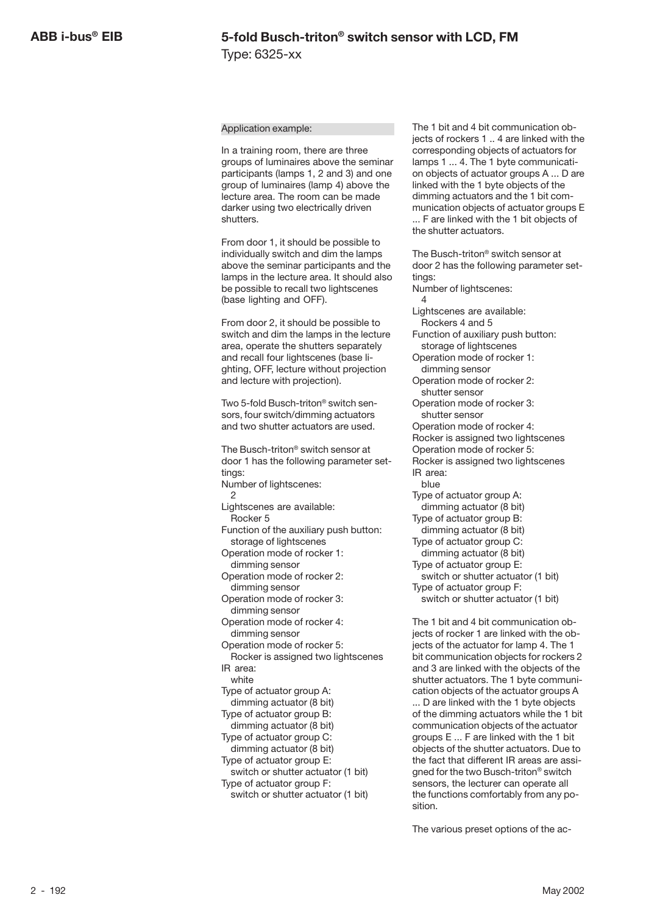Application example:

In a training room, there are three groups of luminaires above the seminar participants (lamps 1, 2 and 3) and one group of luminaires (lamp 4) above the lecture area. The room can be made darker using two electrically driven shutters.

From door 1, it should be possible to individually switch and dim the lamps above the seminar participants and the lamps in the lecture area. It should also be possible to recall two lightscenes (base lighting and OFF).

From door 2, it should be possible to switch and dim the lamps in the lecture area, operate the shutters separately and recall four lightscenes (base lighting, OFF, lecture without projection and lecture with projection).

Two 5-fold Busch-triton® switch sensors, four switch/dimming actuators and two shutter actuators are used.

The Busch-triton® switch sensor at door 1 has the following parameter settings:

Number of lightscenes:
2
Lightscenes are available:
Rocker 5
Function of the auxiliary push button:
storage of lightscenes
Operation mode of rocker 1:
dimming sensor
Operation mode of rocker 2:
dimming sensor
Operation mode of rocker 3:
dimming sensor
Operation mode of rocker 4:
dimming sensor
Operation mode of rocker 5:
Rocker is assigned two lightscenes
IR area:
white
Type of actuator group A:
dimming actuator (8 bit)
Type of actuator group B:
dimming actuator (8 bit)
Type of actuator group C:
dimming actuator (8 bit)
Type of actuator group E:
switch or shutter actuator (1 bit)
Type of actuator group F:
switch or shutter actuator (1 bit)

The 1 bit and 4 bit communication objects of rockers 1 .. 4 are linked with the corresponding objects of actuators for lamps 1 ... 4. The 1 byte communication objects of actuator groups A ... D are linked with the 1 byte objects of the dimming actuators and the 1 bit communication objects of actuator groups E ... F are linked with the 1 bit objects of the shutter actuators.

The Busch-triton® switch sensor at door 2 has the following parameter settings:

Number of lightscenes:
4
Lightscenes are available:
Rockers 4 and 5
Function of auxiliary push button:
storage of lightscenes
Operation mode of rocker 1:
dimming sensor
Operation mode of rocker 2:
shutter sensor
Operation mode of rocker 3:
shutter sensor
Operation mode of rocker 4:
Rocker is assigned two lightscenes
Operation mode of rocker 5:
Rocker is assigned two lightscenes
IR area:
blue
Type of actuator group A:
dimming actuator (8 bit)
Type of actuator group B:
dimming actuator (8 bit)
Type of actuator group C:
dimming actuator (8 bit)
Type of actuator group E:
switch or shutter actuator (1 bit)
Type of actuator group F:
switch or shutter actuator (1 bit)

The 1 bit and 4 bit communication objects of rocker 1 are linked with the objects of the actuator for lamp 4. The 1 bit communication objects for rockers 2 and 3 are linked with the objects of the shutter actuators. The 1 byte communication objects of the actuator groups A ... D are linked with the 1 byte objects of the dimming actuators while the 1 bit communication objects of the actuator groups E ... F are linked with the 1 bit objects of the shutter actuators. Due to the fact that different IR areas are assigned for the two Busch-triton® switch sensors, the lecturer can operate all the functions comfortably from any position.

The various preset options of the ac-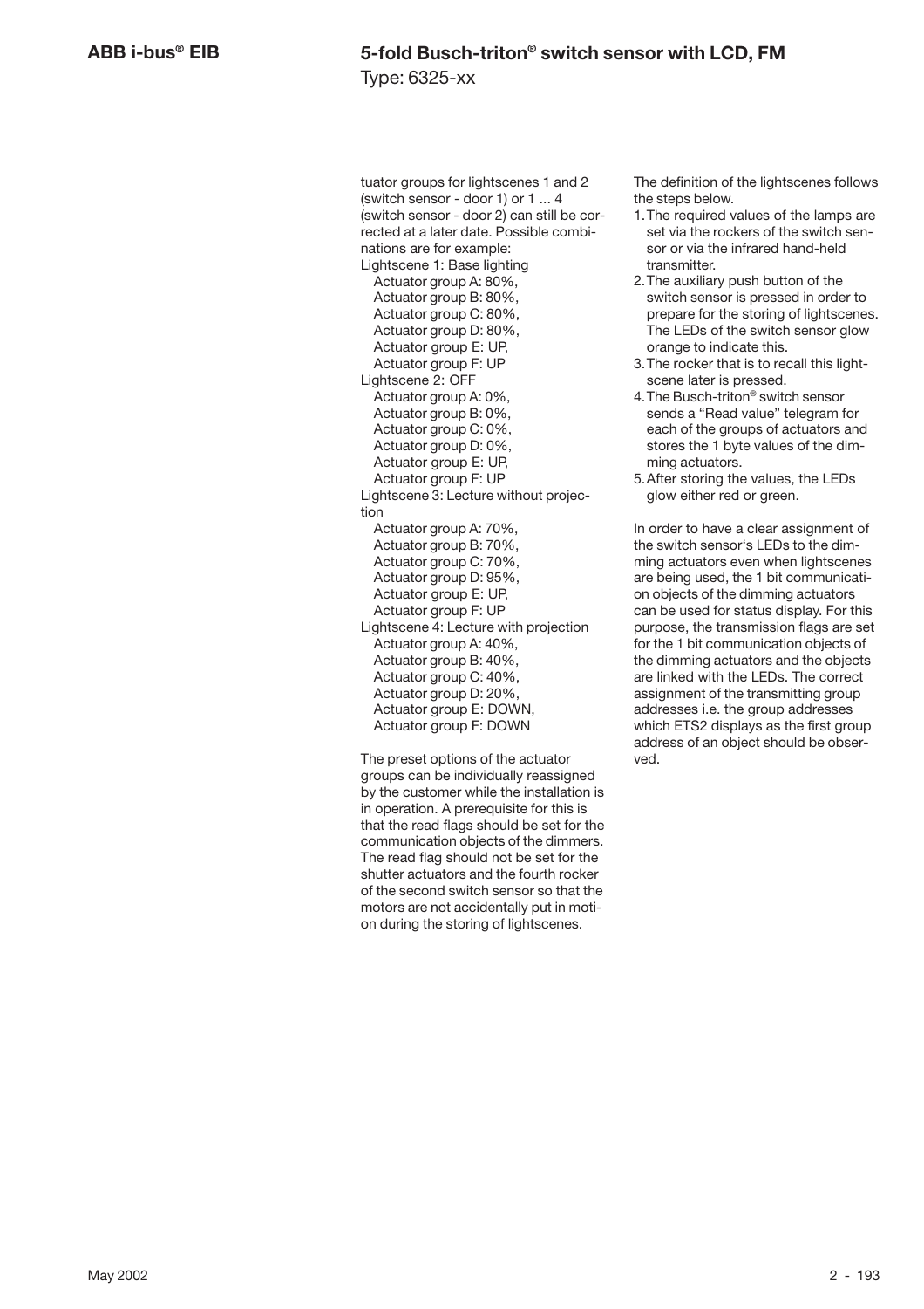tuator groups for lightscenes 1 and 2 (switch sensor - door 1) or 1 ... 4 (switch sensor - door 2) can still be corrected at a later date. Possible combinations are for example:

Lightscene 1: Base lighting
- Actuator group A: 80%,
- Actuator group B: 80%,
- Actuator group C: 80%,
- Actuator group D: 80%,
- Actuator group E: UP,
- Actuator group F: UP

Lightscene 2: OFF
- Actuator group A: 0%,
- Actuator group B: 0%,
- Actuator group C: 0%,
- Actuator group D: 0%,
- Actuator group E: UP,
- Actuator group F: UP

Lightscene 3: Lecture without projection
- Actuator group A: 70%,
- Actuator group B: 70%,
- Actuator group C: 70%,
- Actuator group D: 95%,
- Actuator group E: UP,
- Actuator group F: UP

Lightscene 4: Lecture with projection
- Actuator group A: 40%,
- Actuator group B: 40%,
- Actuator group C: 40%,
- Actuator group D: 20%,
- Actuator group E: DOWN,
- Actuator group F: DOWN

The preset options of the actuator groups can be individually reassigned by the customer while the installation is in operation. A prerequisite for this is that the read flags should be set for the communication objects of the dimmers. The read flag should not be set for the shutter actuators and the fourth rocker of the second switch sensor so that the motors are not accidentally put in motion during the storing of lightscenes.

The definition of the lightscenes follows the steps below.

1. The required values of the lamps are set via the rockers of the switch sensor or via the infrared hand-held transmitter.
2. The auxiliary push button of the switch sensor is pressed in order to prepare for the storing of lightscenes. The LEDs of the switch sensor glow orange to indicate this.
3. The rocker that is to recall this lightscene later is pressed.
4. The Busch-triton® switch sensor sends a "Read value" telegram for each of the groups of actuators and stores the 1 byte values of the dimming actuators.
5. After storing the values, the LEDs glow either red or green.

In order to have a clear assignment of the switch sensor's LEDs to the dimming actuators even when lightscenes are being used, the 1 bit communication objects of the dimming actuators can be used for status display. For this purpose, the transmission flags are set for the 1 bit communication objects of the dimming actuators and the objects are linked with the LEDs. The correct assignment of the transmitting group addresses i.e. the group addresses which ETS2 displays as the first group address of an object should be observed.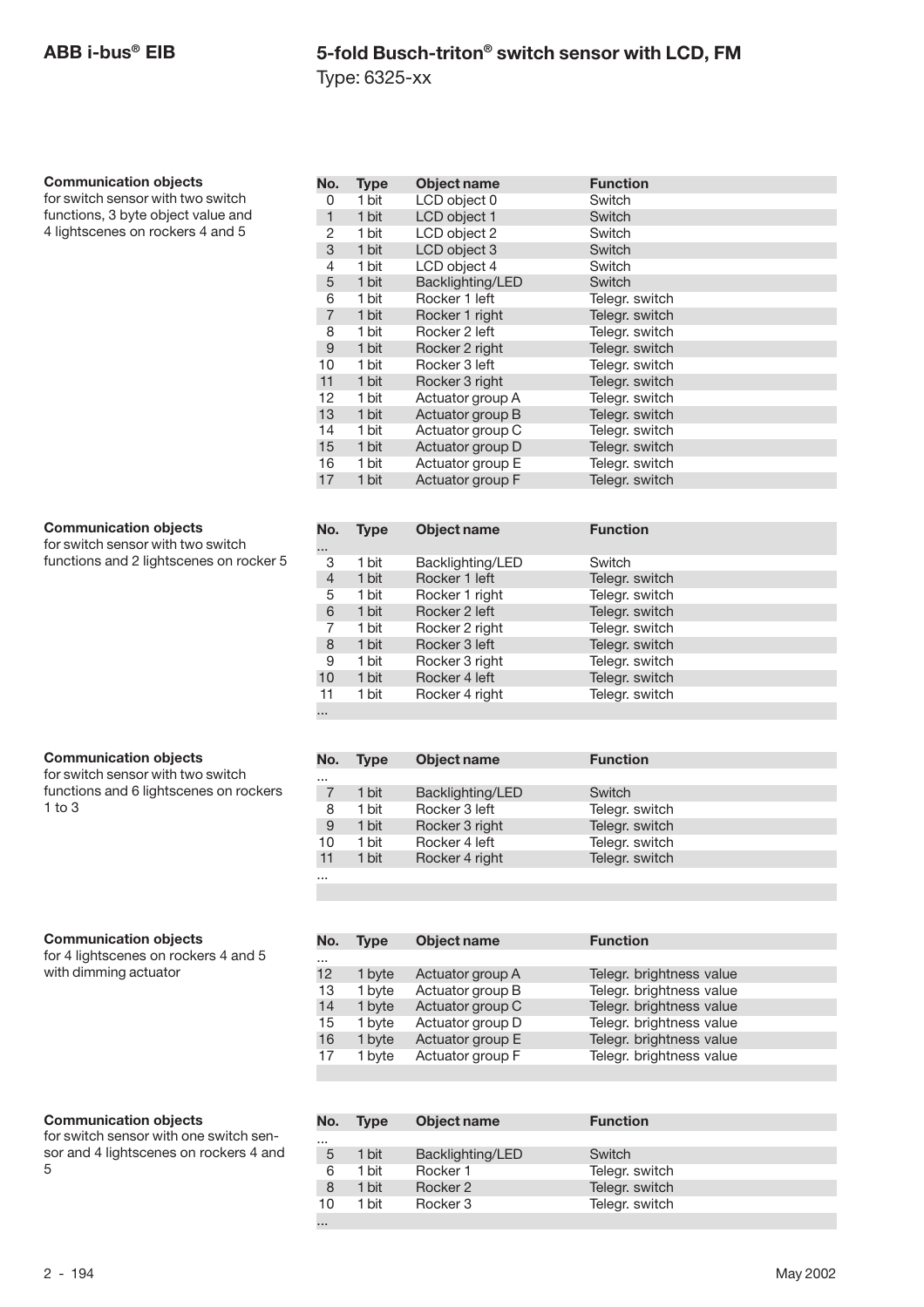## 5-fold Busch-triton® switch sensor with LCD, FM

Type: 6325-xx

**Communication objects**
for switch sensor with two switch functions, 3 byte object value and 4 lightscenes on rockers 4 and 5

| No. | Type | Object name | Function |
|---|---|---|---|
| 0 | 1 bit | LCD object 0 | Switch |
| 1 | 1 bit | LCD object 1 | Switch |
| 2 | 1 bit | LCD object 2 | Switch |
| 3 | 1 bit | LCD object 3 | Switch |
| 4 | 1 bit | LCD object 4 | Switch |
| 5 | 1 bit | Backlighting/LED | Switch |
| 6 | 1 bit | Rocker 1 left | Telegr. switch |
| 7 | 1 bit | Rocker 1 right | Telegr. switch |
| 8 | 1 bit | Rocker 2 left | Telegr. switch |
| 9 | 1 bit | Rocker 2 right | Telegr. switch |
| 10 | 1 bit | Rocker 3 left | Telegr. switch |
| 11 | 1 bit | Rocker 3 right | Telegr. switch |
| 12 | 1 bit | Actuator group A | Telegr. switch |
| 13 | 1 bit | Actuator group B | Telegr. switch |
| 14 | 1 bit | Actuator group C | Telegr. switch |
| 15 | 1 bit | Actuator group D | Telegr. switch |
| 16 | 1 bit | Actuator group E | Telegr. switch |
| 17 | 1 bit | Actuator group F | Telegr. switch |

**Communication objects**
for switch sensor with two switch functions and 2 lightscenes on rocker 5

| No. | Type | Object name | Function |
|---|---|---|---|
| ... | | | |
| 3 | 1 bit | Backlighting/LED | Switch |
| 4 | 1 bit | Rocker 1 left | Telegr. switch |
| 5 | 1 bit | Rocker 1 right | Telegr. switch |
| 6 | 1 bit | Rocker 2 left | Telegr. switch |
| 7 | 1 bit | Rocker 2 right | Telegr. switch |
| 8 | 1 bit | Rocker 3 left | Telegr. switch |
| 9 | 1 bit | Rocker 3 right | Telegr. switch |
| 10 | 1 bit | Rocker 4 left | Telegr. switch |
| 11 | 1 bit | Rocker 4 right | Telegr. switch |
| ... | | | |

**Communication objects**
for switch sensor with two switch functions and 6 lightscenes on rockers 1 to 3

| No. | Type | Object name | Function |
|---|---|---|---|
| ... | | | |
| 7 | 1 bit | Backlighting/LED | Switch |
| 8 | 1 bit | Rocker 3 left | Telegr. switch |
| 9 | 1 bit | Rocker 3 right | Telegr. switch |
| 10 | 1 bit | Rocker 4 left | Telegr. switch |
| 11 | 1 bit | Rocker 4 right | Telegr. switch |
| ... | | | |

**Communication objects**
for 4 lightscenes on rockers 4 and 5 with dimming actuator

| No. | Type | Object name | Function |
|---|---|---|---|
| ... | | | |
| 12 | 1 byte | Actuator group A | Telegr. brightness value |
| 13 | 1 byte | Actuator group B | Telegr. brightness value |
| 14 | 1 byte | Actuator group C | Telegr. brightness value |
| 15 | 1 byte | Actuator group D | Telegr. brightness value |
| 16 | 1 byte | Actuator group E | Telegr. brightness value |
| 17 | 1 byte | Actuator group F | Telegr. brightness value |

**Communication objects**
for switch sensor with one switch sensor and 4 lightscenes on rockers 4 and 5

| No. | Type | Object name | Function |
|---|---|---|---|
| ... | | | |
| 5 | 1 bit | Backlighting/LED | Switch |
| 6 | 1 bit | Rocker 1 | Telegr. switch |
| 8 | 1 bit | Rocker 2 | Telegr. switch |
| 10 | 1 bit | Rocker 3 | Telegr. switch |
| ... | | | |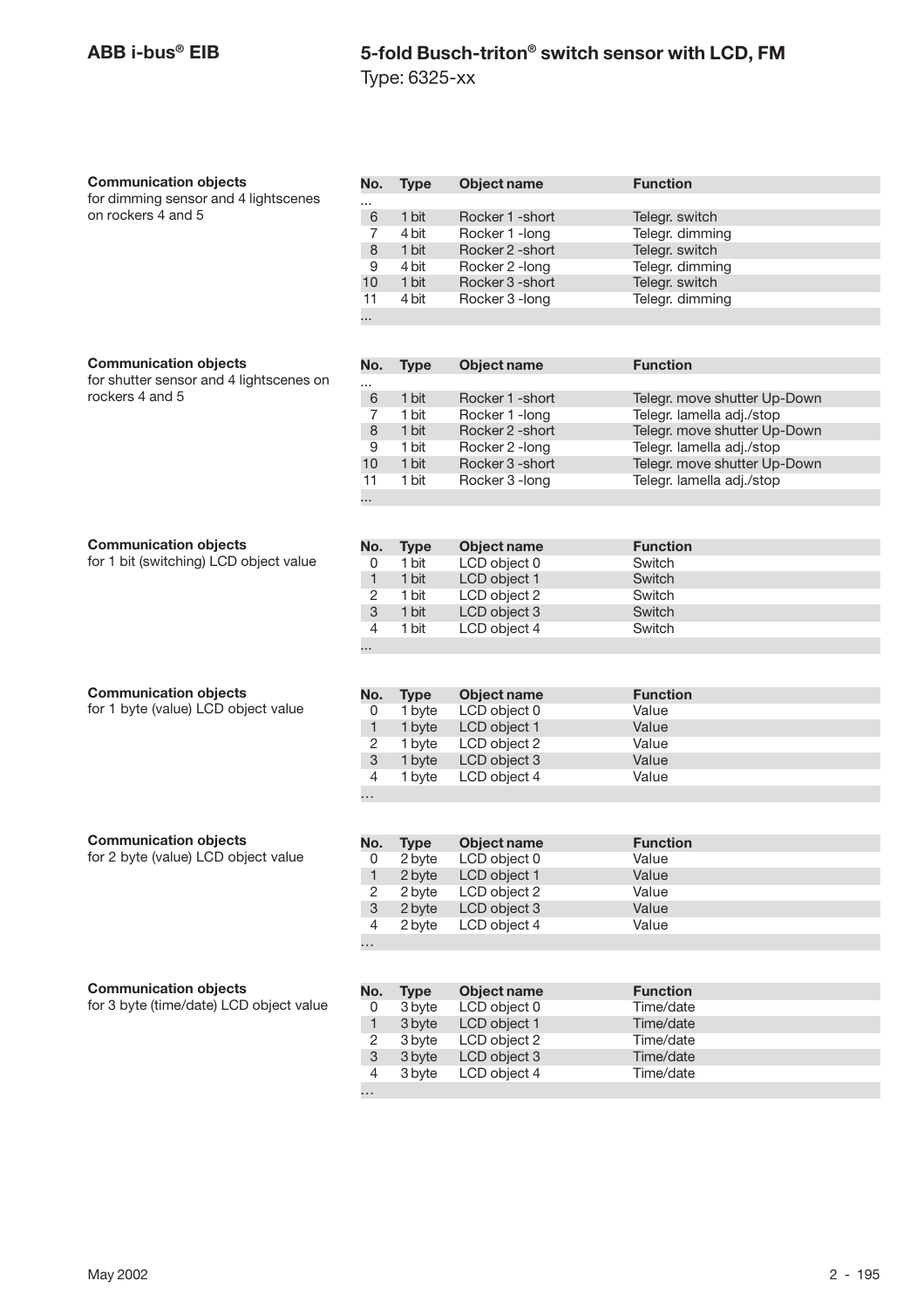**Communication objects**
for dimming sensor and 4 lightscenes on rockers 4 and 5

| No. | Type | Object name | Function |
|---|---|---|---|
| ... | | | |
| 6 | 1 bit | Rocker 1 -short | Telegr. switch |
| 7 | 4 bit | Rocker 1 -long | Telegr. dimming |
| 8 | 1 bit | Rocker 2 -short | Telegr. switch |
| 9 | 4 bit | Rocker 2 -long | Telegr. dimming |
| 10 | 1 bit | Rocker 3 -short | Telegr. switch |
| 11 | 4 bit | Rocker 3 -long | Telegr. dimming |
| ... | | | |

**Communication objects**
for shutter sensor and 4 lightscenes on rockers 4 and 5

| No. | Type | Object name | Function |
|---|---|---|---|
| ... | | | |
| 6 | 1 bit | Rocker 1 -short | Telegr. move shutter Up-Down |
| 7 | 1 bit | Rocker 1 -long | Telegr. lamella adj./stop |
| 8 | 1 bit | Rocker 2 -short | Telegr. move shutter Up-Down |
| 9 | 1 bit | Rocker 2 -long | Telegr. lamella adj./stop |
| 10 | 1 bit | Rocker 3 -short | Telegr. move shutter Up-Down |
| 11 | 1 bit | Rocker 3 -long | Telegr. lamella adj./stop |
| ... | | | |

**Communication objects**
for 1 bit (switching) LCD object value

| No. | Type | Object name | Function |
|---|---|---|---|
| 0 | 1 bit | LCD object 0 | Switch |
| 1 | 1 bit | LCD object 1 | Switch |
| 2 | 1 bit | LCD object 2 | Switch |
| 3 | 1 bit | LCD object 3 | Switch |
| 4 | 1 bit | LCD object 4 | Switch |
| ... | | | |

**Communication objects**
for 1 byte (value) LCD object value

| No. | Type | Object name | Function |
|---|---|---|---|
| 0 | 1 byte | LCD object 0 | Value |
| 1 | 1 byte | LCD object 1 | Value |
| 2 | 1 byte | LCD object 2 | Value |
| 3 | 1 byte | LCD object 3 | Value |
| 4 | 1 byte | LCD object 4 | Value |
| … | | | |

**Communication objects**
for 2 byte (value) LCD object value

| No. | Type | Object name | Function |
|---|---|---|---|
| 0 | 2 byte | LCD object 0 | Value |
| 1 | 2 byte | LCD object 1 | Value |
| 2 | 2 byte | LCD object 2 | Value |
| 3 | 2 byte | LCD object 3 | Value |
| 4 | 2 byte | LCD object 4 | Value |
| … | | | |

**Communication objects**
for 3 byte (time/date) LCD object value

| No. | Type | Object name | Function |
|---|---|---|---|
| 0 | 3 byte | LCD object 0 | Time/date |
| 1 | 3 byte | LCD object 1 | Time/date |
| 2 | 3 byte | LCD object 2 | Time/date |
| 3 | 3 byte | LCD object 3 | Time/date |
| 4 | 3 byte | LCD object 4 | Time/date |
| … | | | |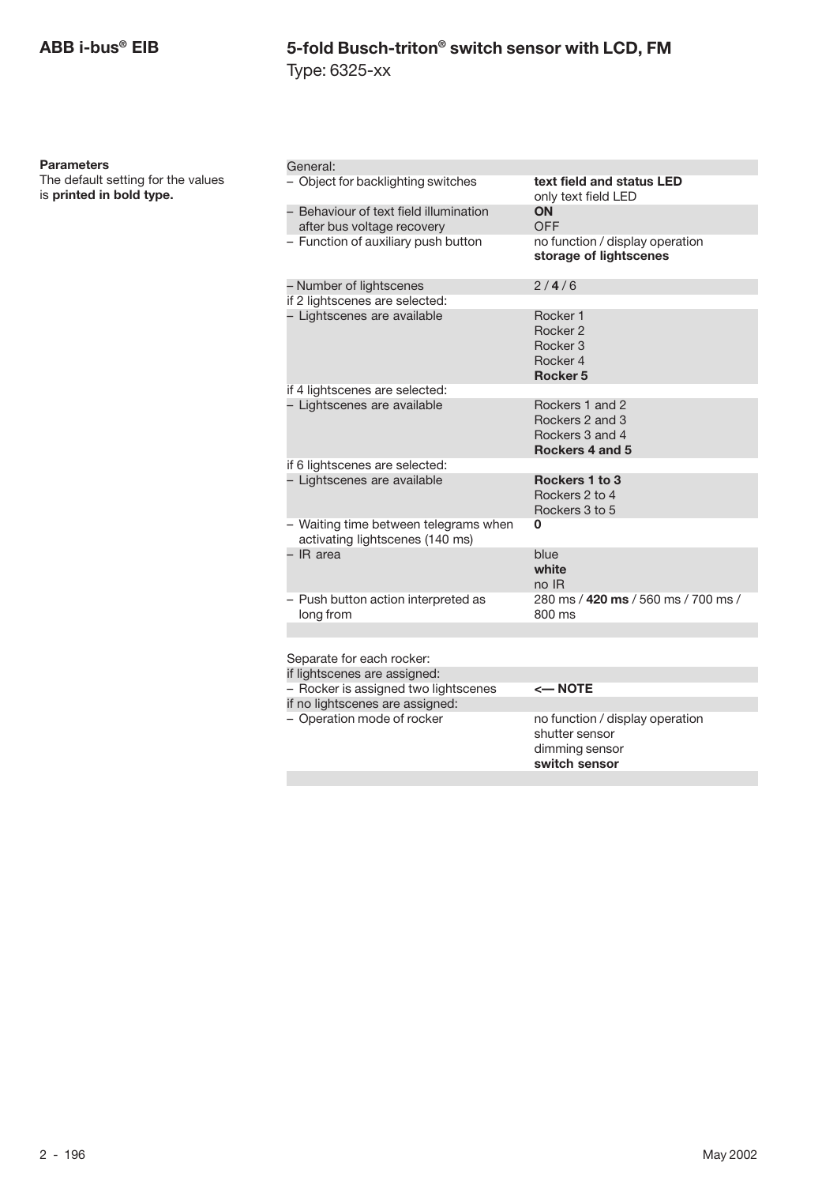**Parameters**

The default setting for the values is **printed in bold type.**

| General: | |
|---|---|
| – Object for backlighting switches | **text field and status LED**<br>only text field LED |
| – Behaviour of text field illumination after bus voltage recovery | **ON**<br>OFF |
| – Function of auxiliary push button | no function / display operation<br>**storage of lightscenes** |
| – Number of lightscenes | 2 / **4** / 6 |
| if 2 lightscenes are selected: | |
| – Lightscenes are available | Rocker 1<br>Rocker 2<br>Rocker 3<br>Rocker 4<br>**Rocker 5** |
| if 4 lightscenes are selected: | |
| – Lightscenes are available | Rockers 1 and 2<br>Rockers 2 and 3<br>Rockers 3 and 4<br>**Rockers 4 and 5** |
| if 6 lightscenes are selected: | |
| – Lightscenes are available | **Rockers 1 to 3**<br>Rockers 2 to 4<br>Rockers 3 to 5 |
| – Waiting time between telegrams when activating lightscenes (140 ms) | **0** |
| – IR area | blue<br>**white**<br>no IR |
| – Push button action interpreted as long from | 280 ms / **420 ms** / 560 ms / 700 ms / 800 ms |

| Separate for each rocker: | |
|---|---|
| if lightscenes are assigned: | |
| – Rocker is assigned two lightscenes | **<— NOTE** |
| if no lightscenes are assigned: | |
| – Operation mode of rocker | no function / display operation<br>shutter sensor<br>dimming sensor<br>**switch sensor** |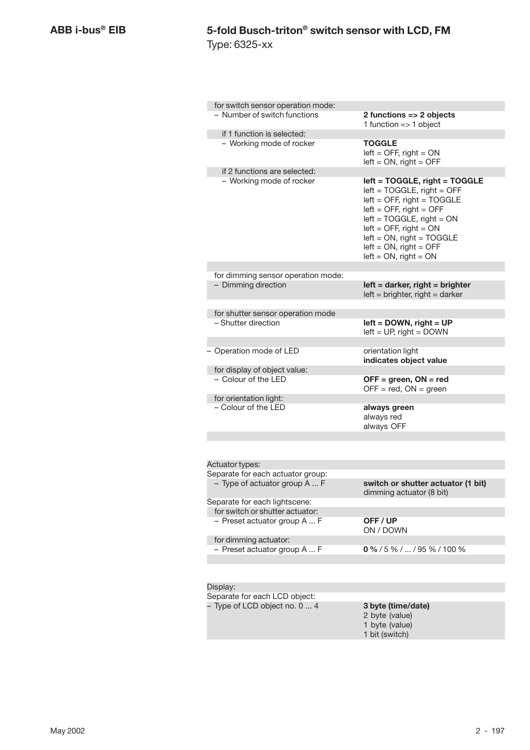| | |
|---|---|
| for switch sensor operation mode: | |
| – Number of switch functions | **2 functions => 2 objects**<br>1 function => 1 object |
| if 1 function is selected: | |
| – Working mode of rocker | **TOGGLE**<br>left = OFF, right = ON<br>left = ON, right = OFF |
| if 2 functions are selected: | |
| – Working mode of rocker | **left = TOGGLE, right = TOGGLE**<br>left = TOGGLE, right = OFF<br>left = OFF, right = TOGGLE<br>left = OFF, right = OFF<br>left = TOGGLE, right = ON<br>left = OFF, right = ON<br>left = ON, right = TOGGLE<br>left = ON, right = OFF<br>left = ON, right = ON |
| for dimming sensor operation mode: | |
| – Dimming direction | **left = darker, right = brighter**<br>left = brighter, right = darker |
| for shutter sensor operation mode | |
| – Shutter direction | **left = DOWN, right = UP**<br>left = UP, right = DOWN |
| – Operation mode of LED | orientation light<br>**indicates object value** |
| for display of object value: | |
| – Colour of the LED | **OFF = green, ON = red**<br>OFF = red, ON = green |
| for orientation light: | |
| – Colour of the LED | **always green**<br>always red<br>always OFF |

| | |
|---|---|
| Actuator types: | |
| Separate for each actuator group: | |
| – Type of actuator group A ... F | **switch or shutter actuator (1 bit)**<br>dimming actuator (8 bit) |
| Separate for each lightscene: | |
| for switch or shutter actuator: | |
| – Preset actuator group A ... F | **OFF / UP**<br>ON / DOWN |
| for dimming actuator: | |
| – Preset actuator group A ... F | **0 %** / 5 % / ... / 95 % / 100 % |

| | |
|---|---|
| Display: | |
| Separate for each LCD object: | |
| – Type of LCD object no. 0 ... 4 | **3 byte (time/date)**<br>2 byte (value)<br>1 byte (value)<br>1 bit (switch) |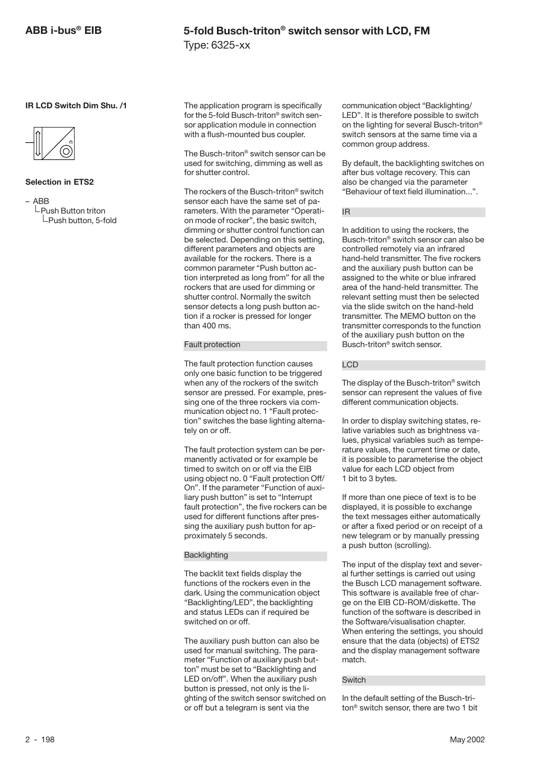**IR LCD Switch Dim Shu. /1**

**Selection in ETS2**

– ABB
  └Push Button triton
    └Push button, 5-fold

The application program is specifically for the 5-fold Busch-triton® switch sensor application module in connection with a flush-mounted bus coupler.

The Busch-triton® switch sensor can be used for switching, dimming as well as for shutter control.

The rockers of the Busch-triton® switch sensor each have the same set of parameters. With the parameter "Operation mode of rocker", the basic switch, dimming or shutter control function can be selected. Depending on this setting, different parameters and objects are available for the rockers. There is a common parameter "Push button action interpreted as long from" for all the rockers that are used for dimming or shutter control. Normally the switch sensor detects a long push button action if a rocker is pressed for longer than 400 ms.

### Fault protection

The fault protection function causes only one basic function to be triggered when any of the rockers of the switch sensor are pressed. For example, pressing one of the three rockers via communication object no. 1 "Fault protection" switches the base lighting alternately on or off.

The fault protection system can be permanently activated or for example be timed to switch on or off via the EIB using object no. 0 "Fault protection Off/On". If the parameter "Function of auxiliary push button" is set to "Interrupt fault protection", the five rockers can be used for different functions after pressing the auxiliary push button for approximately 5 seconds.

### Backlighting

The backlit text fields display the functions of the rockers even in the dark. Using the communication object "Backlighting/LED", the backlighting and status LEDs can if required be switched on or off.

The auxiliary push button can also be used for manual switching. The parameter "Function of auxiliary push button" must be set to "Backlighting and LED on/off". When the auxiliary push button is pressed, not only is the lighting of the switch sensor switched on or off but a telegram is sent via the communication object "Backlighting/LED". It is therefore possible to switch on the lighting for several Busch-triton® switch sensors at the same time via a common group address.

By default, the backlighting switches on after bus voltage recovery. This can also be changed via the parameter "Behaviour of text field illumination...".

### IR

In addition to using the rockers, the Busch-triton® switch sensor can also be controlled remotely via an infrared hand-held transmitter. The five rockers and the auxiliary push button can be assigned to the white or blue infrared area of the hand-held transmitter. The relevant setting must then be selected via the slide switch on the hand-held transmitter. The MEMO button on the transmitter corresponds to the function of the auxiliary push button on the Busch-triton® switch sensor.

### LCD

The display of the Busch-triton® switch sensor can represent the values of five different communication objects.

In order to display switching states, relative variables such as brightness values, physical variables such as temperature values, the current time or date, it is possible to parameterise the object value for each LCD object from 1 bit to 3 bytes.

If more than one piece of text is to be displayed, it is possible to exchange the text messages either automatically or after a fixed period or on receipt of a new telegram or by manually pressing a push button (scrolling).

The input of the display text and several further settings is carried out using the Busch LCD management software. This software is available free of charge on the EIB CD-ROM/diskette. The function of the software is described in the Software/visualisation chapter. When entering the settings, you should ensure that the data (objects) of ETS2 and the display management software match.

### Switch

In the default setting of the Busch-triton® switch sensor, there are two 1 bit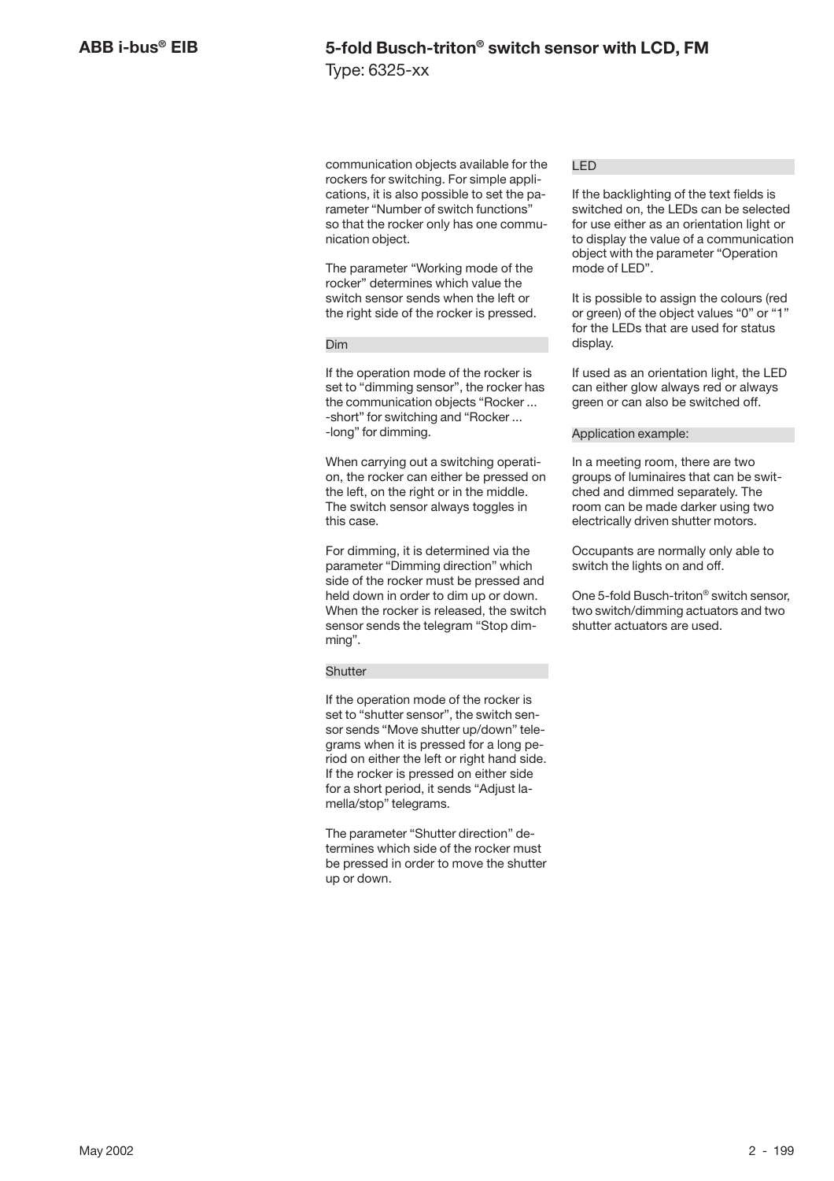communication objects available for the rockers for switching. For simple applications, it is also possible to set the parameter “Number of switch functions” so that the rocker only has one communication object.

The parameter “Working mode of the rocker” determines which value the switch sensor sends when the left or the right side of the rocker is pressed.

### Dim

If the operation mode of the rocker is set to “dimming sensor”, the rocker has the communication objects “Rocker ... -short” for switching and “Rocker ... -long” for dimming.

When carrying out a switching operation, the rocker can either be pressed on the left, on the right or in the middle. The switch sensor always toggles in this case.

For dimming, it is determined via the parameter “Dimming direction” which side of the rocker must be pressed and held down in order to dim up or down. When the rocker is released, the switch sensor sends the telegram “Stop dimming”.

### Shutter

If the operation mode of the rocker is set to “shutter sensor”, the switch sensor sends “Move shutter up/down” telegrams when it is pressed for a long period on either the left or right hand side. If the rocker is pressed on either side for a short period, it sends “Adjust lamella/stop” telegrams.

The parameter “Shutter direction” determines which side of the rocker must be pressed in order to move the shutter up or down.

### LED

If the backlighting of the text fields is switched on, the LEDs can be selected for use either as an orientation light or to display the value of a communication object with the parameter “Operation mode of LED”.

It is possible to assign the colours (red or green) of the object values “0” or “1” for the LEDs that are used for status display.

If used as an orientation light, the LED can either glow always red or always green or can also be switched off.

### Application example:

In a meeting room, there are two groups of luminaires that can be switched and dimmed separately. The room can be made darker using two electrically driven shutter motors.

Occupants are normally only able to switch the lights on and off.

One 5-fold Busch-triton® switch sensor, two switch/dimming actuators and two shutter actuators are used.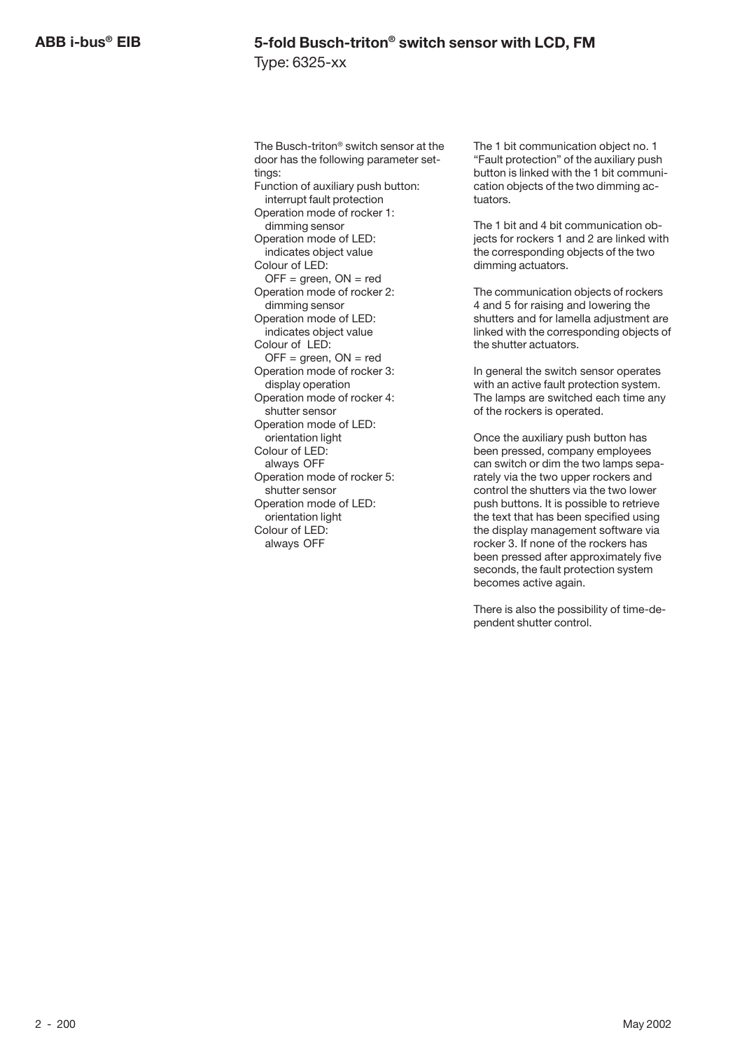The Busch-triton® switch sensor at the door has the following parameter settings:

Function of auxiliary push button:
  interrupt fault protection
Operation mode of rocker 1:
  dimming sensor
Operation mode of LED:
  indicates object value
Colour of LED:
  OFF = green, ON = red
Operation mode of rocker 2:
  dimming sensor
Operation mode of LED:
  indicates object value
Colour of LED:
  OFF = green, ON = red
Operation mode of rocker 3:
  display operation
Operation mode of rocker 4:
  shutter sensor
Operation mode of LED:
  orientation light
Colour of LED:
  always OFF
Operation mode of rocker 5:
  shutter sensor
Operation mode of LED:
  orientation light
Colour of LED:
  always OFF

The 1 bit communication object no. 1 "Fault protection" of the auxiliary push button is linked with the 1 bit communication objects of the two dimming actuators.

The 1 bit and 4 bit communication objects for rockers 1 and 2 are linked with the corresponding objects of the two dimming actuators.

The communication objects of rockers 4 and 5 for raising and lowering the shutters and for lamella adjustment are linked with the corresponding objects of the shutter actuators.

In general the switch sensor operates with an active fault protection system. The lamps are switched each time any of the rockers is operated.

Once the auxiliary push button has been pressed, company employees can switch or dim the two lamps separately via the two upper rockers and control the shutters via the two lower push buttons. It is possible to retrieve the text that has been specified using the display management software via rocker 3. If none of the rockers has been pressed after approximately five seconds, the fault protection system becomes active again.

There is also the possibility of time-dependent shutter control.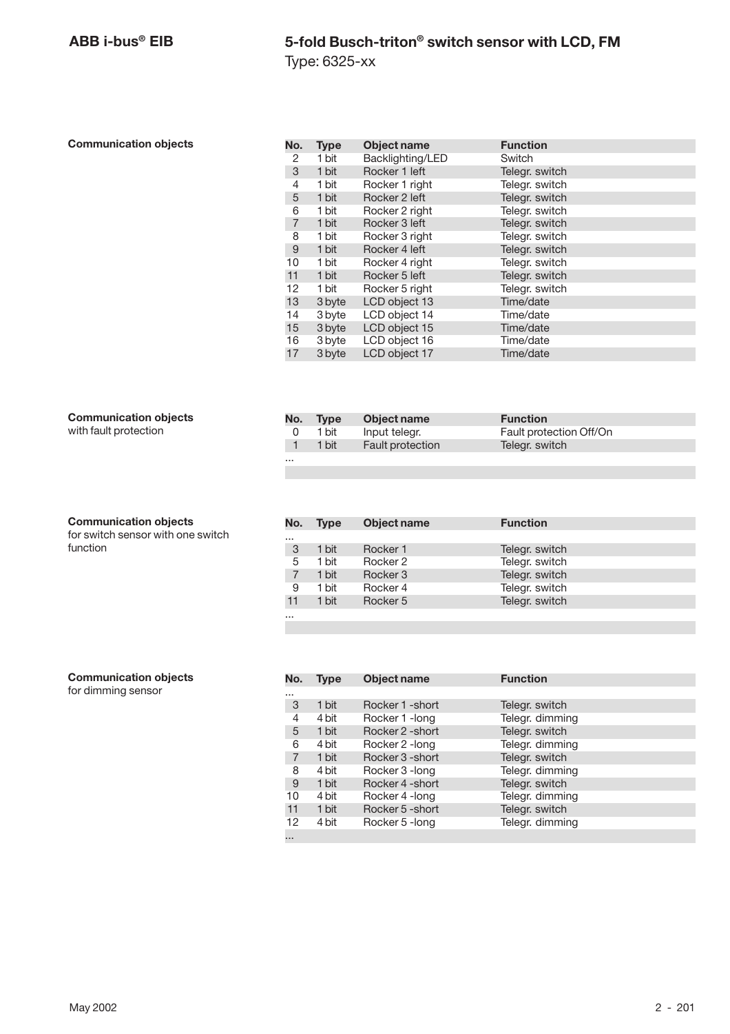**Communication objects**

| No. | Type | Object name | Function |
|---|---|---|---|
| 2 | 1 bit | Backlighting/LED | Switch |
| 3 | 1 bit | Rocker 1 left | Telegr. switch |
| 4 | 1 bit | Rocker 1 right | Telegr. switch |
| 5 | 1 bit | Rocker 2 left | Telegr. switch |
| 6 | 1 bit | Rocker 2 right | Telegr. switch |
| 7 | 1 bit | Rocker 3 left | Telegr. switch |
| 8 | 1 bit | Rocker 3 right | Telegr. switch |
| 9 | 1 bit | Rocker 4 left | Telegr. switch |
| 10 | 1 bit | Rocker 4 right | Telegr. switch |
| 11 | 1 bit | Rocker 5 left | Telegr. switch |
| 12 | 1 bit | Rocker 5 right | Telegr. switch |
| 13 | 3 byte | LCD object 13 | Time/date |
| 14 | 3 byte | LCD object 14 | Time/date |
| 15 | 3 byte | LCD object 15 | Time/date |
| 16 | 3 byte | LCD object 16 | Time/date |
| 17 | 3 byte | LCD object 17 | Time/date |

**Communication objects**
with fault protection

| No. | Type | Object name | Function |
|---|---|---|---|
| 0 | 1 bit | Input telegr. | Fault protection Off/On |
| 1 | 1 bit | Fault protection | Telegr. switch |
| ... | | | |

**Communication objects**
for switch sensor with one switch function

| No. | Type | Object name | Function |
|---|---|---|---|
| ... | | | |
| 3 | 1 bit | Rocker 1 | Telegr. switch |
| 5 | 1 bit | Rocker 2 | Telegr. switch |
| 7 | 1 bit | Rocker 3 | Telegr. switch |
| 9 | 1 bit | Rocker 4 | Telegr. switch |
| 11 | 1 bit | Rocker 5 | Telegr. switch |
| ... | | | |

**Communication objects**
for dimming sensor

| No. | Type | Object name | Function |
|---|---|---|---|
| ... | | | |
| 3 | 1 bit | Rocker 1 -short | Telegr. switch |
| 4 | 4 bit | Rocker 1 -long | Telegr. dimming |
| 5 | 1 bit | Rocker 2 -short | Telegr. switch |
| 6 | 4 bit | Rocker 2 -long | Telegr. dimming |
| 7 | 1 bit | Rocker 3 -short | Telegr. switch |
| 8 | 4 bit | Rocker 3 -long | Telegr. dimming |
| 9 | 1 bit | Rocker 4 -short | Telegr. switch |
| 10 | 4 bit | Rocker 4 -long | Telegr. dimming |
| 11 | 1 bit | Rocker 5 -short | Telegr. switch |
| 12 | 4 bit | Rocker 5 -long | Telegr. dimming |
| ... | | | |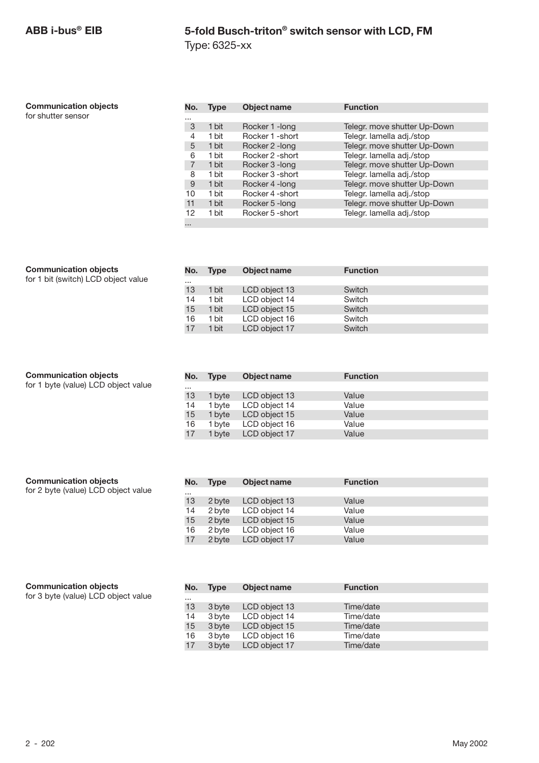**Communication objects**
for shutter sensor

| No. | Type | Object name | Function |
|---|---|---|---|
| ... | | | |
| 3 | 1 bit | Rocker 1 -long | Telegr. move shutter Up-Down |
| 4 | 1 bit | Rocker 1 -short | Telegr. lamella adj./stop |
| 5 | 1 bit | Rocker 2 -long | Telegr. move shutter Up-Down |
| 6 | 1 bit | Rocker 2 -short | Telegr. lamella adj./stop |
| 7 | 1 bit | Rocker 3 -long | Telegr. move shutter Up-Down |
| 8 | 1 bit | Rocker 3 -short | Telegr. lamella adj./stop |
| 9 | 1 bit | Rocker 4 -long | Telegr. move shutter Up-Down |
| 10 | 1 bit | Rocker 4 -short | Telegr. lamella adj./stop |
| 11 | 1 bit | Rocker 5 -long | Telegr. move shutter Up-Down |
| 12 | 1 bit | Rocker 5 -short | Telegr. lamella adj./stop |
| ... | | | |

**Communication objects**
for 1 bit (switch) LCD object value

| No. | Type | Object name | Function |
|---|---|---|---|
| ... | | | |
| 13 | 1 bit | LCD object 13 | Switch |
| 14 | 1 bit | LCD object 14 | Switch |
| 15 | 1 bit | LCD object 15 | Switch |
| 16 | 1 bit | LCD object 16 | Switch |
| 17 | 1 bit | LCD object 17 | Switch |

**Communication objects**
for 1 byte (value) LCD object value

| No. | Type | Object name | Function |
|---|---|---|---|
| ... | | | |
| 13 | 1 byte | LCD object 13 | Value |
| 14 | 1 byte | LCD object 14 | Value |
| 15 | 1 byte | LCD object 15 | Value |
| 16 | 1 byte | LCD object 16 | Value |
| 17 | 1 byte | LCD object 17 | Value |

**Communication objects**
for 2 byte (value) LCD object value

| No. | Type | Object name | Function |
|---|---|---|---|
| ... | | | |
| 13 | 2 byte | LCD object 13 | Value |
| 14 | 2 byte | LCD object 14 | Value |
| 15 | 2 byte | LCD object 15 | Value |
| 16 | 2 byte | LCD object 16 | Value |
| 17 | 2 byte | LCD object 17 | Value |

**Communication objects**
for 3 byte (value) LCD object value

| No. | Type | Object name | Function |
|---|---|---|---|
| ... | | | |
| 13 | 3 byte | LCD object 13 | Time/date |
| 14 | 3 byte | LCD object 14 | Time/date |
| 15 | 3 byte | LCD object 15 | Time/date |
| 16 | 3 byte | LCD object 16 | Time/date |
| 17 | 3 byte | LCD object 17 | Time/date |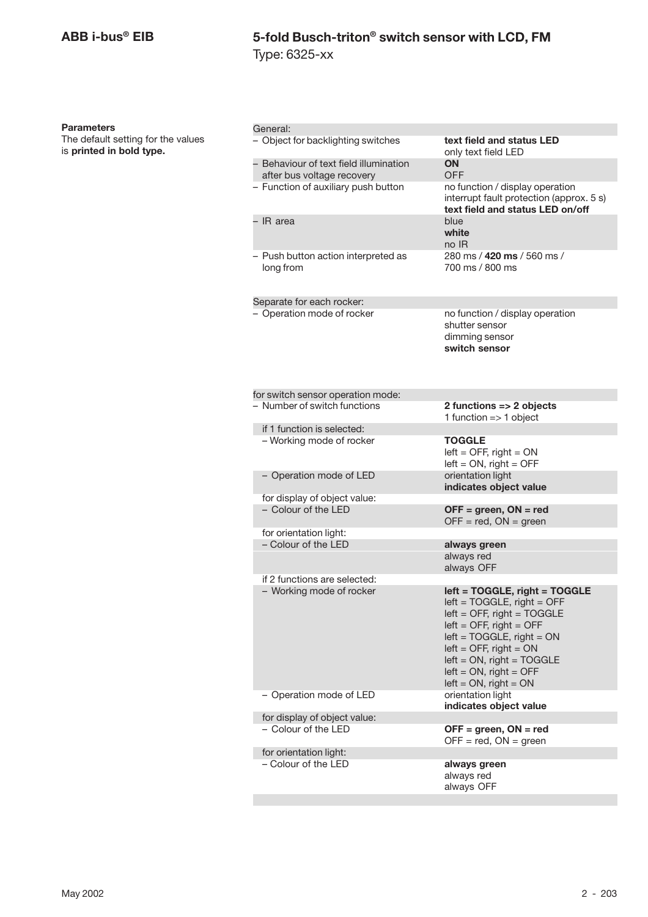## ABB i-bus® EIB

## 5-fold Busch-triton® switch sensor with LCD, FM

Type: 6325-xx

**Parameters**
The default setting for the values is **printed in bold type.**

| Parameter | Values |
|---|---|
| General: | |
| – Object for backlighting switches | **text field and status LED**<br>only text field LED |
| – Behaviour of text field illumination after bus voltage recovery | **ON**<br>OFF |
| – Function of auxiliary push button | no function / display operation<br>interrupt fault protection (approx. 5 s)<br>**text field and status LED on/off** |
| – IR area | blue<br>**white**<br>no IR |
| – Push button action interpreted as long from | 280 ms / **420 ms** / 560 ms / 700 ms / 800 ms |
| Separate for each rocker: | |
| – Operation mode of rocker | no function / display operation<br>shutter sensor<br>dimming sensor<br>**switch sensor** |
| for switch sensor operation mode: | |
| – Number of switch functions | **2 functions => 2 objects**<br>1 function => 1 object |
| if 1 function is selected: | |
| – Working mode of rocker | **TOGGLE**<br>left = OFF, right = ON<br>left = ON, right = OFF |
| – Operation mode of LED | orientation light<br>**indicates object value** |
| for display of object value: | |
| – Colour of the LED | **OFF = green, ON = red**<br>OFF = red, ON = green |
| for orientation light: | |
| – Colour of the LED | **always green**<br>always red<br>always OFF |
| if 2 functions are selected: | |
| – Working mode of rocker | **left = TOGGLE, right = TOGGLE**<br>left = TOGGLE, right = OFF<br>left = OFF, right = TOGGLE<br>left = OFF, right = OFF<br>left = TOGGLE, right = ON<br>left = OFF, right = ON<br>left = ON, right = TOGGLE<br>left = ON, right = OFF<br>left = ON, right = ON |
| – Operation mode of LED | orientation light<br>**indicates object value** |
| for display of object value: | |
| – Colour of the LED | **OFF = green, ON = red**<br>OFF = red, ON = green |
| for orientation light: | |
| – Colour of the LED | **always green**<br>always red<br>always OFF |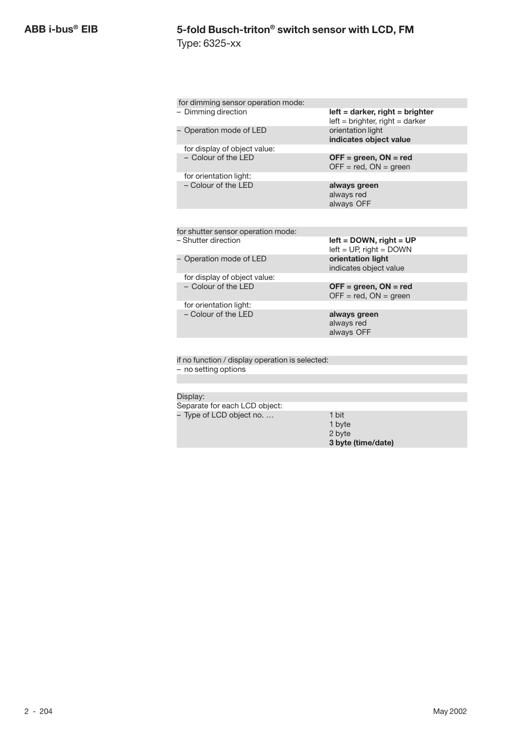| for dimming sensor operation mode: | |
|---|---|
| – Dimming direction | **left = darker, right = brighter**<br>left = brighter, right = darker |
| – Operation mode of LED | orientation light<br>**indicates object value** |
| for display of object value: | |
| – Colour of the LED | **OFF = green, ON = red**<br>OFF = red, ON = green |
| for orientation light: | |
| – Colour of the LED | **always green**<br>always red<br>always OFF |

| for shutter sensor operation mode: | |
|---|---|
| – Shutter direction | **left = DOWN, right = UP**<br>left = UP, right = DOWN |
| – Operation mode of LED | **orientation light**<br>indicates object value |
| for display of object value: | |
| – Colour of the LED | **OFF = green, ON = red**<br>OFF = red, ON = green |
| for orientation light: | |
| – Colour of the LED | **always green**<br>always red<br>always OFF |

| if no function / display operation is selected: | |
|---|---|
| – no setting options | |

| Display: | |
|---|---|
| Separate for each LCD object: | |
| – Type of LCD object no. … | 1 bit<br>1 byte<br>2 byte<br>**3 byte (time/date)** |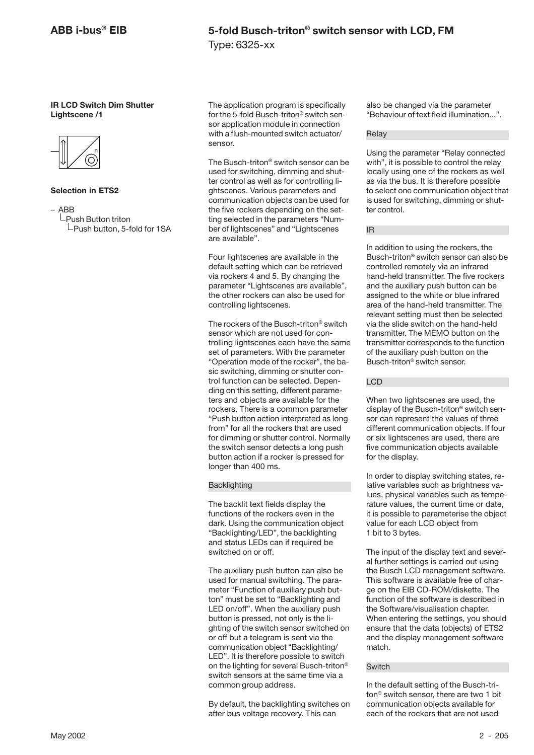**IR LCD Switch Dim Shutter Lightscene /1**

**Selection in ETS2**

– ABB
  └Push Button triton
    └Push button, 5-fold for 1SA

The application program is specifically for the 5-fold Busch-triton® switch sensor application module in connection with a flush-mounted switch actuator/ sensor.

The Busch-triton® switch sensor can be used for switching, dimming and shutter control as well as for controlling lightscenes. Various parameters and communication objects can be used for the five rockers depending on the setting selected in the parameters "Number of lightscenes" and "Lightscenes are available".

Four lightscenes are available in the default setting which can be retrieved via rockers 4 and 5. By changing the parameter "Lightscenes are available", the other rockers can also be used for controlling lightscenes.

The rockers of the Busch-triton® switch sensor which are not used for controlling lightscenes each have the same set of parameters. With the parameter "Operation mode of the rocker", the basic switching, dimming or shutter control function can be selected. Depending on this setting, different parameters and objects are available for the rockers. There is a common parameter "Push button action interpreted as long from" for all the rockers that are used for dimming or shutter control. Normally the switch sensor detects a long push button action if a rocker is pressed for longer than 400 ms.

#### Backlighting

The backlit text fields display the functions of the rockers even in the dark. Using the communication object "Backlighting/LED", the backlighting and status LEDs can if required be switched on or off.

The auxiliary push button can also be used for manual switching. The parameter "Function of auxiliary push button" must be set to "Backlighting and LED on/off". When the auxiliary push button is pressed, not only is the lighting of the switch sensor switched on or off but a telegram is sent via the communication object "Backlighting/ LED". It is therefore possible to switch on the lighting for several Busch-triton® switch sensors at the same time via a common group address.

By default, the backlighting switches on after bus voltage recovery. This can also be changed via the parameter "Behaviour of text field illumination...".

#### Relay

Using the parameter "Relay connected with", it is possible to control the relay locally using one of the rockers as well as via the bus. It is therefore possible to select one communication object that is used for switching, dimming or shutter control.

#### IR

In addition to using the rockers, the Busch-triton® switch sensor can also be controlled remotely via an infrared hand-held transmitter. The five rockers and the auxiliary push button can be assigned to the white or blue infrared area of the hand-held transmitter. The relevant setting must then be selected via the slide switch on the hand-held transmitter. The MEMO button on the transmitter corresponds to the function of the auxiliary push button on the Busch-triton® switch sensor.

#### LCD

When two lightscenes are used, the display of the Busch-triton® switch sensor can represent the values of three different communication objects. If four or six lightscenes are used, there are five communication objects available for the display.

In order to display switching states, relative variables such as brightness values, physical variables such as temperature values, the current time or date, it is possible to parameterise the object value for each LCD object from 1 bit to 3 bytes.

The input of the display text and several further settings is carried out using the Busch LCD management software. This software is available free of charge on the EIB CD-ROM/diskette. The function of the software is described in the Software/visualisation chapter. When entering the settings, you should ensure that the data (objects) of ETS2 and the display management software match.

#### Switch

In the default setting of the Busch-triton® switch sensor, there are two 1 bit communication objects available for each of the rockers that are not used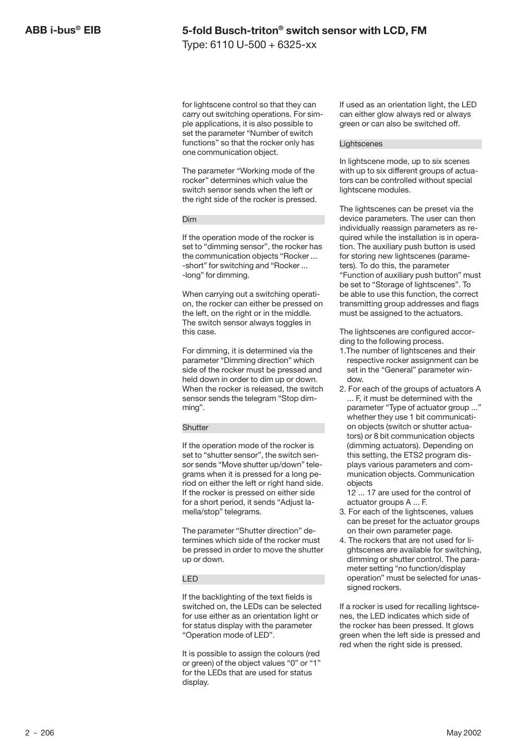for lightscene control so that they can carry out switching operations. For simple applications, it is also possible to set the parameter “Number of switch functions” so that the rocker only has one communication object.

The parameter “Working mode of the rocker” determines which value the switch sensor sends when the left or the right side of the rocker is pressed.

#### Dim

If the operation mode of the rocker is set to “dimming sensor”, the rocker has the communication objects “Rocker ... -short” for switching and “Rocker ... -long” for dimming.

When carrying out a switching operation, the rocker can either be pressed on the left, on the right or in the middle. The switch sensor always toggles in this case.

For dimming, it is determined via the parameter “Dimming direction” which side of the rocker must be pressed and held down in order to dim up or down. When the rocker is released, the switch sensor sends the telegram “Stop dimming”.

#### Shutter

If the operation mode of the rocker is set to “shutter sensor”, the switch sensor sends “Move shutter up/down” telegrams when it is pressed for a long period on either the left or right hand side. If the rocker is pressed on either side for a short period, it sends “Adjust lamella/stop” telegrams.

The parameter “Shutter direction” determines which side of the rocker must be pressed in order to move the shutter up or down.

#### LED

If the backlighting of the text fields is switched on, the LEDs can be selected for use either as an orientation light or for status display with the parameter “Operation mode of LED”.

It is possible to assign the colours (red or green) of the object values “0” or “1” for the LEDs that are used for status display.

If used as an orientation light, the LED can either glow always red or always green or can also be switched off.

#### Lightscenes

In lightscene mode, up to six scenes with up to six different groups of actuators can be controlled without special lightscene modules.

The lightscenes can be preset via the device parameters. The user can then individually reassign parameters as required while the installation is in operation. The auxiliary push button is used for storing new lightscenes (parameters). To do this, the parameter “Function of auxiliary push button” must be set to “Storage of lightscenes”. To be able to use this function, the correct transmitting group addresses and flags must be assigned to the actuators.

The lightscenes are configured according to the following process.

1. The number of lightscenes and their respective rocker assignment can be set in the “General” parameter window.
2. For each of the groups of actuators A ... F, it must be determined with the parameter “Type of actuator group ...” whether they use 1 bit communication objects (switch or shutter actuators) or 8 bit communication objects (dimming actuators). Depending on this setting, the ETS2 program displays various parameters and communication objects. Communication objects 12 ... 17 are used for the control of actuator groups A ... F.
3. For each of the lightscenes, values can be preset for the actuator groups on their own parameter page.
4. The rockers that are not used for lightscenes are available for switching, dimming or shutter control. The parameter setting “no function/display operation” must be selected for unassigned rockers.

If a rocker is used for recalling lightscenes, the LED indicates which side of the rocker has been pressed. It glows green when the left side is pressed and red when the right side is pressed.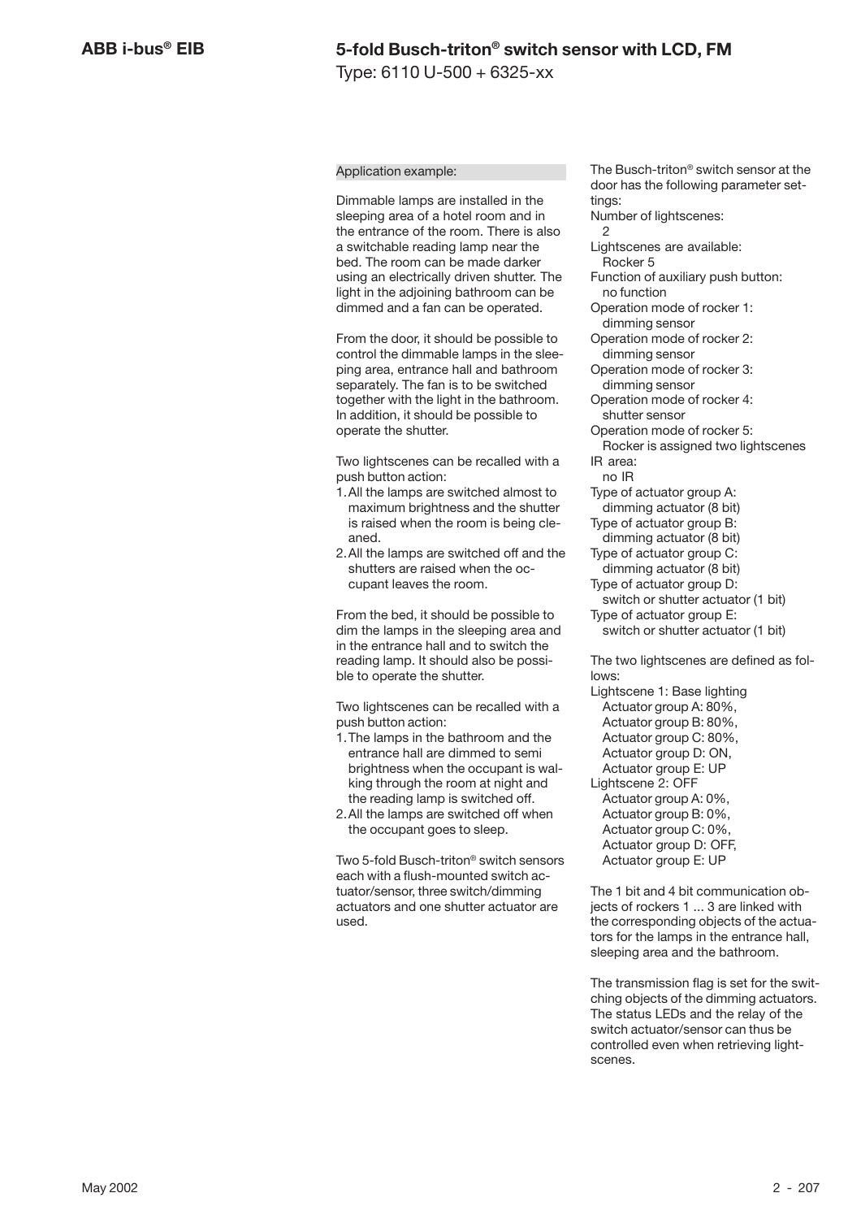Application example:

Dimmable lamps are installed in the sleeping area of a hotel room and in the entrance of the room. There is also a switchable reading lamp near the bed. The room can be made darker using an electrically driven shutter. The light in the adjoining bathroom can be dimmed and a fan can be operated.

From the door, it should be possible to control the dimmable lamps in the sleeping area, entrance hall and bathroom separately. The fan is to be switched together with the light in the bathroom. In addition, it should be possible to operate the shutter.

Two lightscenes can be recalled with a push button action:

1. All the lamps are switched almost to maximum brightness and the shutter is raised when the room is being cleaned.
2. All the lamps are switched off and the shutters are raised when the occupant leaves the room.

From the bed, it should be possible to dim the lamps in the sleeping area and in the entrance hall and to switch the reading lamp. It should also be possible to operate the shutter.

Two lightscenes can be recalled with a push button action:

1. The lamps in the bathroom and the entrance hall are dimmed to semi brightness when the occupant is walking through the room at night and the reading lamp is switched off.
2. All the lamps are switched off when the occupant goes to sleep.

Two 5-fold Busch-triton® switch sensors each with a flush-mounted switch actuator/sensor, three switch/dimming actuators and one shutter actuator are used.

The Busch-triton® switch sensor at the door has the following parameter settings:

Number of lightscenes:
  2
Lightscenes are available:
  Rocker 5
Function of auxiliary push button:
  no function
Operation mode of rocker 1:
  dimming sensor
Operation mode of rocker 2:
  dimming sensor
Operation mode of rocker 3:
  dimming sensor
Operation mode of rocker 4:
  shutter sensor
Operation mode of rocker 5:
  Rocker is assigned two lightscenes
IR area:
  no IR
Type of actuator group A:
  dimming actuator (8 bit)
Type of actuator group B:
  dimming actuator (8 bit)
Type of actuator group C:
  dimming actuator (8 bit)
Type of actuator group D:
  switch or shutter actuator (1 bit)
Type of actuator group E:
  switch or shutter actuator (1 bit)

The two lightscenes are defined as follows:

Lightscene 1: Base lighting
  Actuator group A: 80%,
  Actuator group B: 80%,
  Actuator group C: 80%,
  Actuator group D: ON,
  Actuator group E: UP
Lightscene 2: OFF
  Actuator group A: 0%,
  Actuator group B: 0%,
  Actuator group C: 0%,
  Actuator group D: OFF,
  Actuator group E: UP

The 1 bit and 4 bit communication objects of rockers 1 ... 3 are linked with the corresponding objects of the actuators for the lamps in the entrance hall, sleeping area and the bathroom.

The transmission flag is set for the switching objects of the dimming actuators. The status LEDs and the relay of the switch actuator/sensor can thus be controlled even when retrieving lightscenes.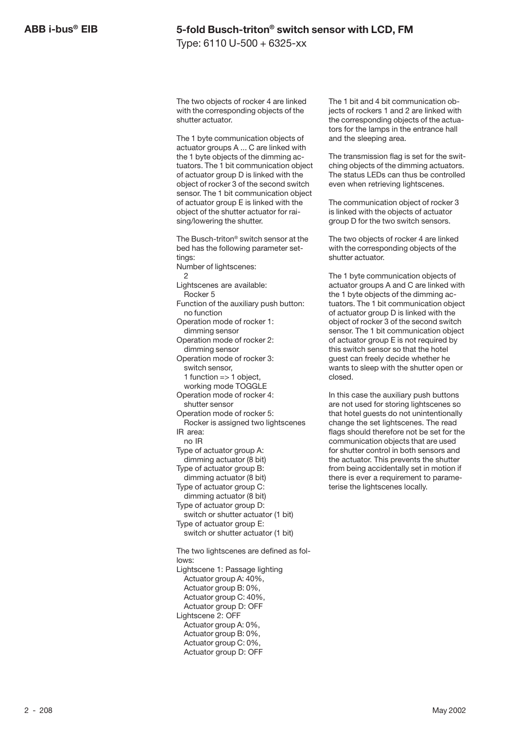The two objects of rocker 4 are linked with the corresponding objects of the shutter actuator.

The 1 byte communication objects of actuator groups A ... C are linked with the 1 byte objects of the dimming actuators. The 1 bit communication object of actuator group D is linked with the object of rocker 3 of the second switch sensor. The 1 bit communication object of actuator group E is linked with the object of the shutter actuator for raising/lowering the shutter.

The Busch-triton® switch sensor at the bed has the following parameter settings:

Number of lightscenes:
  2
Lightscenes are available:
  Rocker 5
Function of the auxiliary push button:
  no function
Operation mode of rocker 1:
  dimming sensor
Operation mode of rocker 2:
  dimming sensor
Operation mode of rocker 3:
  switch sensor,
  1 function => 1 object,
  working mode TOGGLE
Operation mode of rocker 4:
  shutter sensor
Operation mode of rocker 5:
  Rocker is assigned two lightscenes
IR area:
  no IR
Type of actuator group A:
  dimming actuator (8 bit)
Type of actuator group B:
  dimming actuator (8 bit)
Type of actuator group C:
  dimming actuator (8 bit)
Type of actuator group D:
  switch or shutter actuator (1 bit)
Type of actuator group E:
  switch or shutter actuator (1 bit)

The two lightscenes are defined as follows:

Lightscene 1: Passage lighting
  Actuator group A: 40%,
  Actuator group B: 0%,
  Actuator group C: 40%,
  Actuator group D: OFF
Lightscene 2: OFF
  Actuator group A: 0%,
  Actuator group B: 0%,
  Actuator group C: 0%,
  Actuator group D: OFF

The 1 bit and 4 bit communication objects of rockers 1 and 2 are linked with the corresponding objects of the actuators for the lamps in the entrance hall and the sleeping area.

The transmission flag is set for the switching objects of the dimming actuators. The status LEDs can thus be controlled even when retrieving lightscenes.

The communication object of rocker 3 is linked with the objects of actuator group D for the two switch sensors.

The two objects of rocker 4 are linked with the corresponding objects of the shutter actuator.

The 1 byte communication objects of actuator groups A and C are linked with the 1 byte objects of the dimming actuators. The 1 bit communication object of actuator group D is linked with the object of rocker 3 of the second switch sensor. The 1 bit communication object of actuator group E is not required by this switch sensor so that the hotel guest can freely decide whether he wants to sleep with the shutter open or closed.

In this case the auxiliary push buttons are not used for storing lightscenes so that hotel guests do not unintentionally change the set lightscenes. The read flags should therefore not be set for the communication objects that are used for shutter control in both sensors and the actuator. This prevents the shutter from being accidentally set in motion if there is ever a requirement to parameterise the lightscenes locally.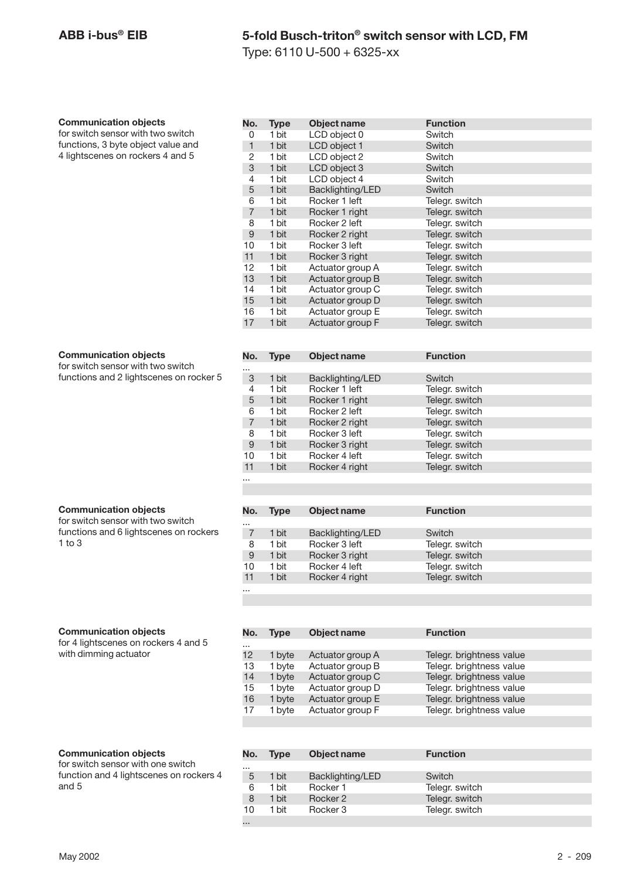**Communication objects**
for switch sensor with two switch functions, 3 byte object value and 4 lightscenes on rockers 4 and 5

| No. | Type | Object name | Function |
|---|---|---|---|
| 0 | 1 bit | LCD object 0 | Switch |
| 1 | 1 bit | LCD object 1 | Switch |
| 2 | 1 bit | LCD object 2 | Switch |
| 3 | 1 bit | LCD object 3 | Switch |
| 4 | 1 bit | LCD object 4 | Switch |
| 5 | 1 bit | Backlighting/LED | Switch |
| 6 | 1 bit | Rocker 1 left | Telegr. switch |
| 7 | 1 bit | Rocker 1 right | Telegr. switch |
| 8 | 1 bit | Rocker 2 left | Telegr. switch |
| 9 | 1 bit | Rocker 2 right | Telegr. switch |
| 10 | 1 bit | Rocker 3 left | Telegr. switch |
| 11 | 1 bit | Rocker 3 right | Telegr. switch |
| 12 | 1 bit | Actuator group A | Telegr. switch |
| 13 | 1 bit | Actuator group B | Telegr. switch |
| 14 | 1 bit | Actuator group C | Telegr. switch |
| 15 | 1 bit | Actuator group D | Telegr. switch |
| 16 | 1 bit | Actuator group E | Telegr. switch |
| 17 | 1 bit | Actuator group F | Telegr. switch |

**Communication objects**
for switch sensor with two switch functions and 2 lightscenes on rocker 5

| No. | Type | Object name | Function |
|---|---|---|---|
| ... | | | |
| 3 | 1 bit | Backlighting/LED | Switch |
| 4 | 1 bit | Rocker 1 left | Telegr. switch |
| 5 | 1 bit | Rocker 1 right | Telegr. switch |
| 6 | 1 bit | Rocker 2 left | Telegr. switch |
| 7 | 1 bit | Rocker 2 right | Telegr. switch |
| 8 | 1 bit | Rocker 3 left | Telegr. switch |
| 9 | 1 bit | Rocker 3 right | Telegr. switch |
| 10 | 1 bit | Rocker 4 left | Telegr. switch |
| 11 | 1 bit | Rocker 4 right | Telegr. switch |
| ... | | | |

**Communication objects**
for switch sensor with two switch functions and 6 lightscenes on rockers 1 to 3

| No. | Type | Object name | Function |
|---|---|---|---|
| ... | | | |
| 7 | 1 bit | Backlighting/LED | Switch |
| 8 | 1 bit | Rocker 3 left | Telegr. switch |
| 9 | 1 bit | Rocker 3 right | Telegr. switch |
| 10 | 1 bit | Rocker 4 left | Telegr. switch |
| 11 | 1 bit | Rocker 4 right | Telegr. switch |
| ... | | | |

**Communication objects**
for 4 lightscenes on rockers 4 and 5 with dimming actuator

| No. | Type | Object name | Function |
|---|---|---|---|
| ... | | | |
| 12 | 1 byte | Actuator group A | Telegr. brightness value |
| 13 | 1 byte | Actuator group B | Telegr. brightness value |
| 14 | 1 byte | Actuator group C | Telegr. brightness value |
| 15 | 1 byte | Actuator group D | Telegr. brightness value |
| 16 | 1 byte | Actuator group E | Telegr. brightness value |
| 17 | 1 byte | Actuator group F | Telegr. brightness value |

**Communication objects**
for switch sensor with one switch function and 4 lightscenes on rockers 4 and 5

| No. | Type | Object name | Function |
|---|---|---|---|
| ... | | | |
| 5 | 1 bit | Backlighting/LED | Switch |
| 6 | 1 bit | Rocker 1 | Telegr. switch |
| 8 | 1 bit | Rocker 2 | Telegr. switch |
| 10 | 1 bit | Rocker 3 | Telegr. switch |
| ... | | | |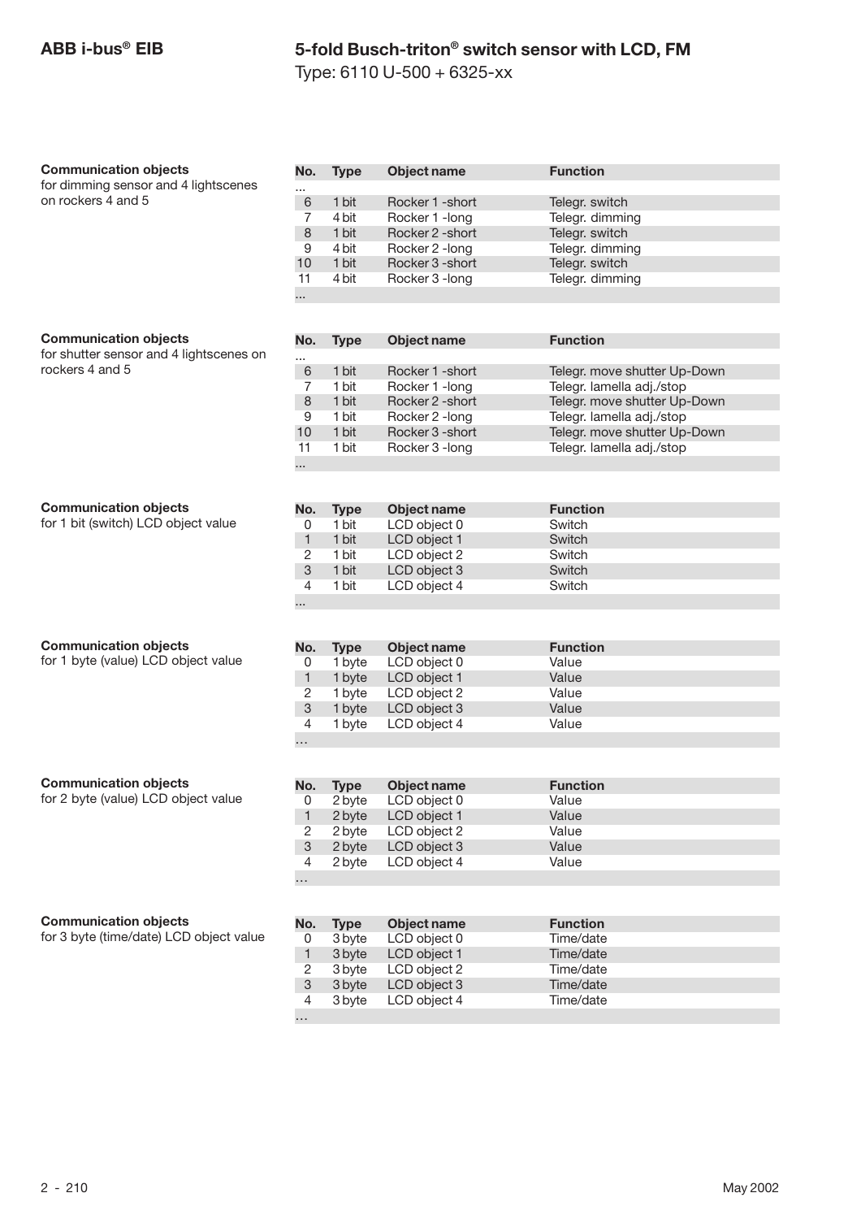**Communication objects**
for dimming sensor and 4 lightscenes on rockers 4 and 5

| No. | Type | Object name | Function |
|---|---|---|---|
| ... | | | |
| 6 | 1 bit | Rocker 1 -short | Telegr. switch |
| 7 | 4 bit | Rocker 1 -long | Telegr. dimming |
| 8 | 1 bit | Rocker 2 -short | Telegr. switch |
| 9 | 4 bit | Rocker 2 -long | Telegr. dimming |
| 10 | 1 bit | Rocker 3 -short | Telegr. switch |
| 11 | 4 bit | Rocker 3 -long | Telegr. dimming |
| ... | | | |

**Communication objects**
for shutter sensor and 4 lightscenes on rockers 4 and 5

| No. | Type | Object name | Function |
|---|---|---|---|
| ... | | | |
| 6 | 1 bit | Rocker 1 -short | Telegr. move shutter Up-Down |
| 7 | 1 bit | Rocker 1 -long | Telegr. lamella adj./stop |
| 8 | 1 bit | Rocker 2 -short | Telegr. move shutter Up-Down |
| 9 | 1 bit | Rocker 2 -long | Telegr. lamella adj./stop |
| 10 | 1 bit | Rocker 3 -short | Telegr. move shutter Up-Down |
| 11 | 1 bit | Rocker 3 -long | Telegr. lamella adj./stop |
| ... | | | |

**Communication objects**
for 1 bit (switch) LCD object value

| No. | Type | Object name | Function |
|---|---|---|---|
| 0 | 1 bit | LCD object 0 | Switch |
| 1 | 1 bit | LCD object 1 | Switch |
| 2 | 1 bit | LCD object 2 | Switch |
| 3 | 1 bit | LCD object 3 | Switch |
| 4 | 1 bit | LCD object 4 | Switch |
| ... | | | |

**Communication objects**
for 1 byte (value) LCD object value

| No. | Type | Object name | Function |
|---|---|---|---|
| 0 | 1 byte | LCD object 0 | Value |
| 1 | 1 byte | LCD object 1 | Value |
| 2 | 1 byte | LCD object 2 | Value |
| 3 | 1 byte | LCD object 3 | Value |
| 4 | 1 byte | LCD object 4 | Value |
| ... | | | |

**Communication objects**
for 2 byte (value) LCD object value

| No. | Type | Object name | Function |
|---|---|---|---|
| 0 | 2 byte | LCD object 0 | Value |
| 1 | 2 byte | LCD object 1 | Value |
| 2 | 2 byte | LCD object 2 | Value |
| 3 | 2 byte | LCD object 3 | Value |
| 4 | 2 byte | LCD object 4 | Value |
| ... | | | |

**Communication objects**
for 3 byte (time/date) LCD object value

| No. | Type | Object name | Function |
|---|---|---|---|
| 0 | 3 byte | LCD object 0 | Time/date |
| 1 | 3 byte | LCD object 1 | Time/date |
| 2 | 3 byte | LCD object 2 | Time/date |
| 3 | 3 byte | LCD object 3 | Time/date |
| 4 | 3 byte | LCD object 4 | Time/date |
| ... | | | |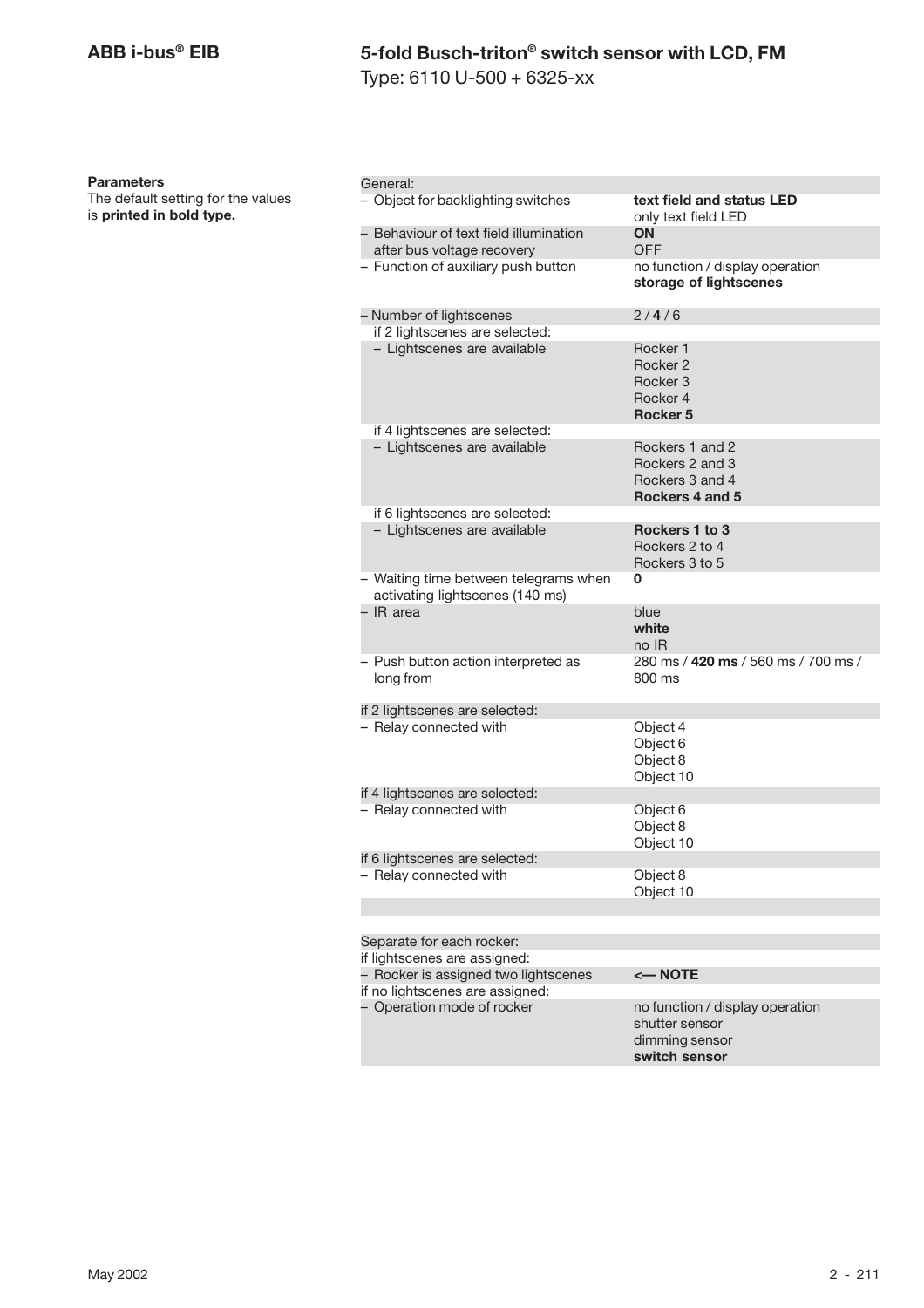**ABB i-bus® EIB**

# 5-fold Busch-triton® switch sensor with LCD, FM

Type: 6110 U-500 + 6325-xx

**Parameters**

The default setting for the values is **printed in bold type.**

| General: | |
|---|---|
| – Object for backlighting switches | **text field and status LED**<br>only text field LED |
| – Behaviour of text field illumination after bus voltage recovery | **ON**<br>OFF |
| – Function of auxiliary push button | no function / display operation<br>**storage of lightscenes** |
| – Number of lightscenes | 2 / **4** / 6 |
| if 2 lightscenes are selected: | |
| – Lightscenes are available | Rocker 1<br>Rocker 2<br>Rocker 3<br>Rocker 4<br>**Rocker 5** |
| if 4 lightscenes are selected: | |
| – Lightscenes are available | Rockers 1 and 2<br>Rockers 2 and 3<br>Rockers 3 and 4<br>**Rockers 4 and 5** |
| if 6 lightscenes are selected: | |
| – Lightscenes are available | **Rockers 1 to 3**<br>Rockers 2 to 4<br>Rockers 3 to 5 |
| – Waiting time between telegrams when activating lightscenes (140 ms) | **0** |
| – IR area | blue<br>**white**<br>no IR |
| – Push button action interpreted as long from | 280 ms / **420 ms** / 560 ms / 700 ms / 800 ms |
| if 2 lightscenes are selected: | |
| – Relay connected with | Object 4<br>Object 6<br>Object 8<br>Object 10 |
| if 4 lightscenes are selected: | |
| – Relay connected with | Object 6<br>Object 8<br>Object 10 |
| if 6 lightscenes are selected: | |
| – Relay connected with | Object 8<br>Object 10 |

| Separate for each rocker: | |
|---|---|
| if lightscenes are assigned: | |
| – Rocker is assigned two lightscenes | **<— NOTE** |
| if no lightscenes are assigned: | |
| – Operation mode of rocker | no function / display operation<br>shutter sensor<br>dimming sensor<br>**switch sensor** |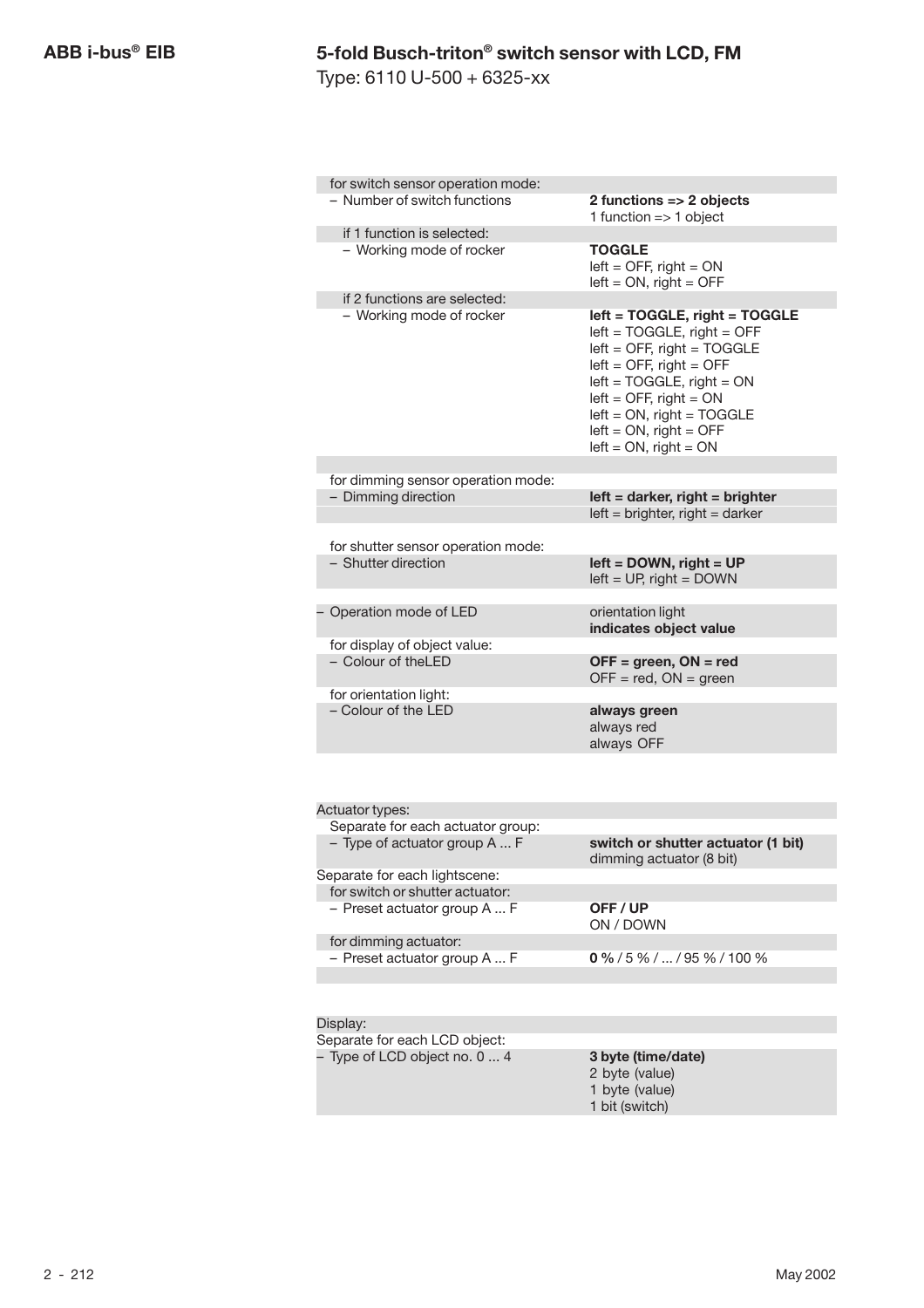| | |
|---|---|
| for switch sensor operation mode: | |
| – Number of switch functions | **2 functions => 2 objects**<br>1 function => 1 object |
| if 1 function is selected: | |
| – Working mode of rocker | **TOGGLE**<br>left = OFF, right = ON<br>left = ON, right = OFF |
| if 2 functions are selected: | |
| – Working mode of rocker | **left = TOGGLE, right = TOGGLE**<br>left = TOGGLE, right = OFF<br>left = OFF, right = TOGGLE<br>left = OFF, right = OFF<br>left = TOGGLE, right = ON<br>left = OFF, right = ON<br>left = ON, right = TOGGLE<br>left = ON, right = OFF<br>left = ON, right = ON |
| for dimming sensor operation mode: | |
| – Dimming direction | **left = darker, right = brighter**<br>left = brighter, right = darker |
| for shutter sensor operation mode: | |
| – Shutter direction | **left = DOWN, right = UP**<br>left = UP, right = DOWN |
| – Operation mode of LED | orientation light<br>**indicates object value** |
| for display of object value: | |
| – Colour of theLED | **OFF = green, ON = red**<br>OFF = red, ON = green |
| for orientation light: | |
| – Colour of the LED | **always green**<br>always red<br>always OFF |

| | |
|---|---|
| Actuator types: | |
| Separate for each actuator group: | |
| – Type of actuator group A ... F | **switch or shutter actuator (1 bit)**<br>dimming actuator (8 bit) |
| Separate for each lightscene: | |
| for switch or shutter actuator: | |
| – Preset actuator group A ... F | **OFF / UP**<br>ON / DOWN |
| for dimming actuator: | |
| – Preset actuator group A ... F | **0 %** / 5 % / ... / 95 % / 100 % |

| | |
|---|---|
| Display: | |
| Separate for each LCD object: | |
| – Type of LCD object no. 0 ... 4 | **3 byte (time/date)**<br>2 byte (value)<br>1 byte (value)<br>1 bit (switch) |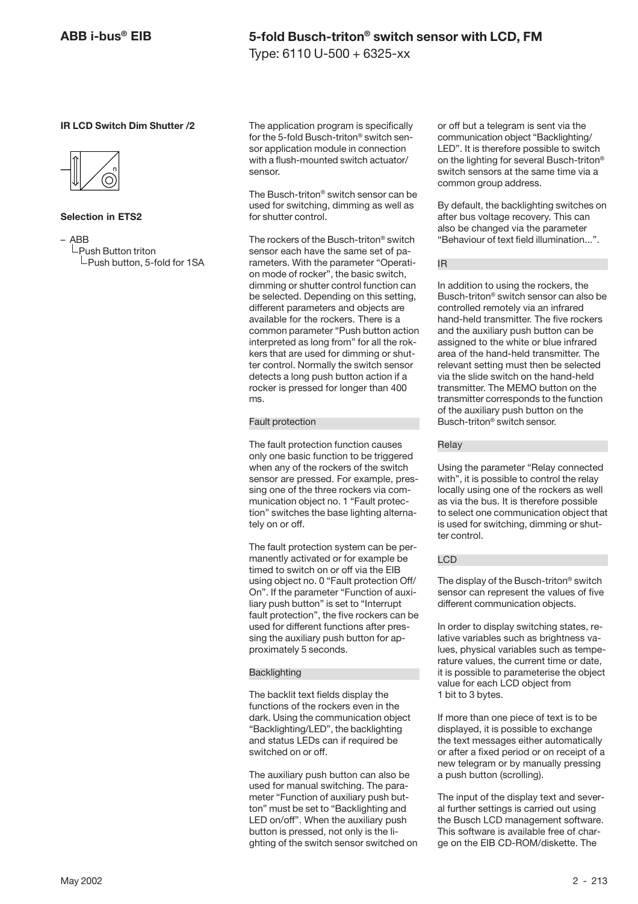## IR LCD Switch Dim Shutter /2

### Selection in ETS2

– ABB
  └Push Button triton
    └Push button, 5-fold for 1SA

The application program is specifically for the 5-fold Busch-triton® switch sensor application module in connection with a flush-mounted switch actuator/sensor.

The Busch-triton® switch sensor can be used for switching, dimming as well as for shutter control.

The rockers of the Busch-triton® switch sensor each have the same set of parameters. With the parameter "Operation mode of rocker", the basic switch, dimming or shutter control function can be selected. Depending on this setting, different parameters and objects are available for the rockers. There is a common parameter "Push button action interpreted as long from" for all the rockers that are used for dimming or shutter control. Normally the switch sensor detects a long push button action if a rocker is pressed for longer than 400 ms.

#### Fault protection

The fault protection function causes only one basic function to be triggered when any of the rockers of the switch sensor are pressed. For example, pressing one of the three rockers via communication object no. 1 "Fault protection" switches the base lighting alternately on or off.

The fault protection system can be permanently activated or for example be timed to switch on or off via the EIB using object no. 0 "Fault protection Off/On". If the parameter "Function of auxiliary push button" is set to "Interrupt fault protection", the five rockers can be used for different functions after pressing the auxiliary push button for approximately 5 seconds.

#### Backlighting

The backlit text fields display the functions of the rockers even in the dark. Using the communication object "Backlighting/LED", the backlighting and status LEDs can if required be switched on or off.

The auxiliary push button can also be used for manual switching. The parameter "Function of auxiliary push button" must be set to "Backlighting and LED on/off". When the auxiliary push button is pressed, not only is the lighting of the switch sensor switched on or off but a telegram is sent via the communication object "Backlighting/LED". It is therefore possible to switch on the lighting for several Busch-triton® switch sensors at the same time via a common group address.

By default, the backlighting switches on after bus voltage recovery. This can also be changed via the parameter "Behaviour of text field illumination...".

#### IR

In addition to using the rockers, the Busch-triton® switch sensor can also be controlled remotely via an infrared hand-held transmitter. The five rockers and the auxiliary push button can be assigned to the white or blue infrared area of the hand-held transmitter. The relevant setting must then be selected via the slide switch on the hand-held transmitter. The MEMO button on the transmitter corresponds to the function of the auxiliary push button on the Busch-triton® switch sensor.

#### Relay

Using the parameter "Relay connected with", it is possible to control the relay locally using one of the rockers as well as via the bus. It is therefore possible to select one communication object that is used for switching, dimming or shutter control.

#### LCD

The display of the Busch-triton® switch sensor can represent the values of five different communication objects.

In order to display switching states, relative variables such as brightness values, physical variables such as temperature values, the current time or date, it is possible to parameterise the object value for each LCD object from 1 bit to 3 bytes.

If more than one piece of text is to be displayed, it is possible to exchange the text messages either automatically or after a fixed period or on receipt of a new telegram or by manually pressing a push button (scrolling).

The input of the display text and several further settings is carried out using the Busch LCD management software. This software is available free of charge on the EIB CD-ROM/diskette. The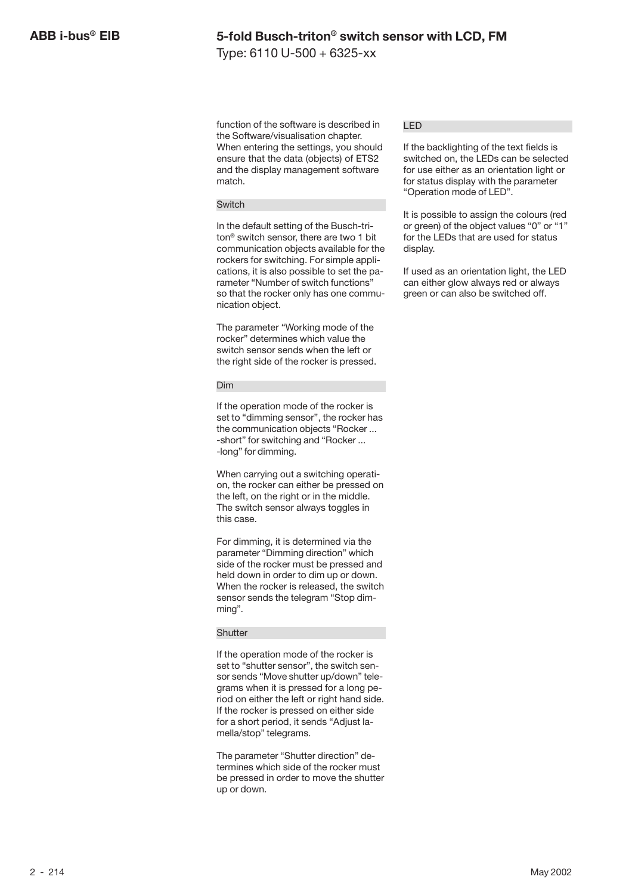function of the software is described in the Software/visualisation chapter. When entering the settings, you should ensure that the data (objects) of ETS2 and the display management software match.

### Switch

In the default setting of the Busch-triton® switch sensor, there are two 1 bit communication objects available for the rockers for switching. For simple applications, it is also possible to set the parameter “Number of switch functions” so that the rocker only has one communication object.

The parameter “Working mode of the rocker” determines which value the switch sensor sends when the left or the right side of the rocker is pressed.

### Dim

If the operation mode of the rocker is set to “dimming sensor”, the rocker has the communication objects “Rocker ... -short” for switching and “Rocker ... -long” for dimming.

When carrying out a switching operation, the rocker can either be pressed on the left, on the right or in the middle. The switch sensor always toggles in this case.

For dimming, it is determined via the parameter “Dimming direction” which side of the rocker must be pressed and held down in order to dim up or down. When the rocker is released, the switch sensor sends the telegram “Stop dimming”.

### Shutter

If the operation mode of the rocker is set to “shutter sensor”, the switch sensor sends “Move shutter up/down” telegrams when it is pressed for a long period on either the left or right hand side. If the rocker is pressed on either side for a short period, it sends “Adjust lamella/stop” telegrams.

The parameter “Shutter direction” determines which side of the rocker must be pressed in order to move the shutter up or down.

### LED

If the backlighting of the text fields is switched on, the LEDs can be selected for use either as an orientation light or for status display with the parameter “Operation mode of LED”.

It is possible to assign the colours (red or green) of the object values “0” or “1” for the LEDs that are used for status display.

If used as an orientation light, the LED can either glow always red or always green or can also be switched off.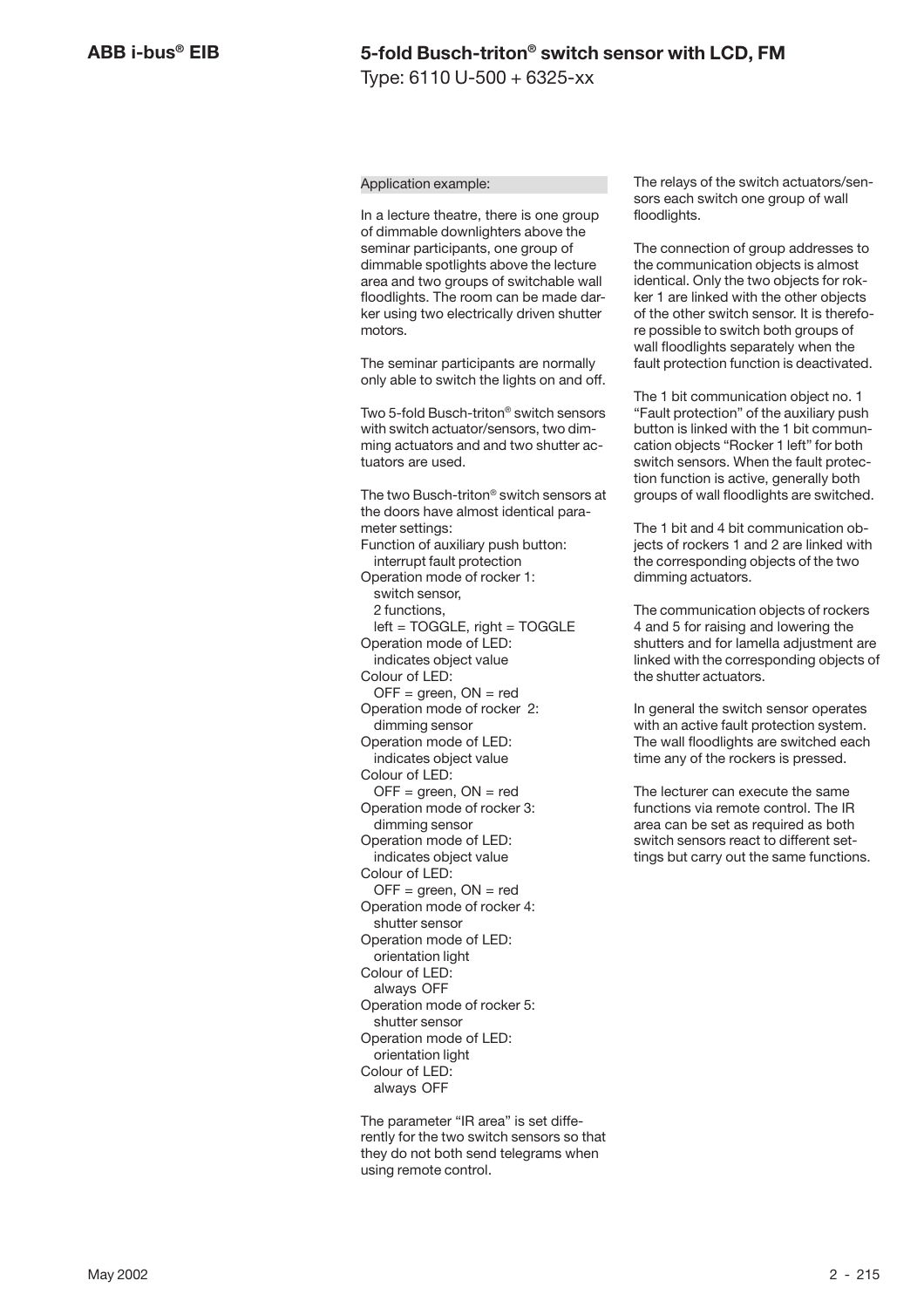Application example:

In a lecture theatre, there is one group of dimmable downlighters above the seminar participants, one group of dimmable spotlights above the lecture area and two groups of switchable wall floodlights. The room can be made darker using two electrically driven shutter motors.

The seminar participants are normally only able to switch the lights on and off.

Two 5-fold Busch-triton® switch sensors with switch actuator/sensors, two dimming actuators and and two shutter actuators are used.

The two Busch-triton® switch sensors at the doors have almost identical parameter settings:

Function of auxiliary push button:
  interrupt fault protection
Operation mode of rocker 1:
  switch sensor,
  2 functions,
  left = TOGGLE, right = TOGGLE
Operation mode of LED:
  indicates object value
Colour of LED:
  OFF = green, ON = red
Operation mode of rocker 2:
  dimming sensor
Operation mode of LED:
  indicates object value
Colour of LED:
  OFF = green, ON = red
Operation mode of rocker 3:
  dimming sensor
Operation mode of LED:
  indicates object value
Colour of LED:
  OFF = green, ON = red
Operation mode of rocker 4:
  shutter sensor
Operation mode of LED:
  orientation light
Colour of LED:
  always OFF
Operation mode of rocker 5:
  shutter sensor
Operation mode of LED:
  orientation light
Colour of LED:
  always OFF

The parameter "IR area" is set differently for the two switch sensors so that they do not both send telegrams when using remote control.

The relays of the switch actuators/sensors each switch one group of wall floodlights.

The connection of group addresses to the communication objects is almost identical. Only the two objects for rocker 1 are linked with the other objects of the other switch sensor. It is therefore possible to switch both groups of wall floodlights separately when the fault protection function is deactivated.

The 1 bit communication object no. 1 "Fault protection" of the auxiliary push button is linked with the 1 bit communication objects "Rocker 1 left" for both switch sensors. When the fault protection function is active, generally both groups of wall floodlights are switched.

The 1 bit and 4 bit communication objects of rockers 1 and 2 are linked with the corresponding objects of the two dimming actuators.

The communication objects of rockers 4 and 5 for raising and lowering the shutters and for lamella adjustment are linked with the corresponding objects of the shutter actuators.

In general the switch sensor operates with an active fault protection system. The wall floodlights are switched each time any of the rockers is pressed.

The lecturer can execute the same functions via remote control. The IR area can be set as required as both switch sensors react to different settings but carry out the same functions.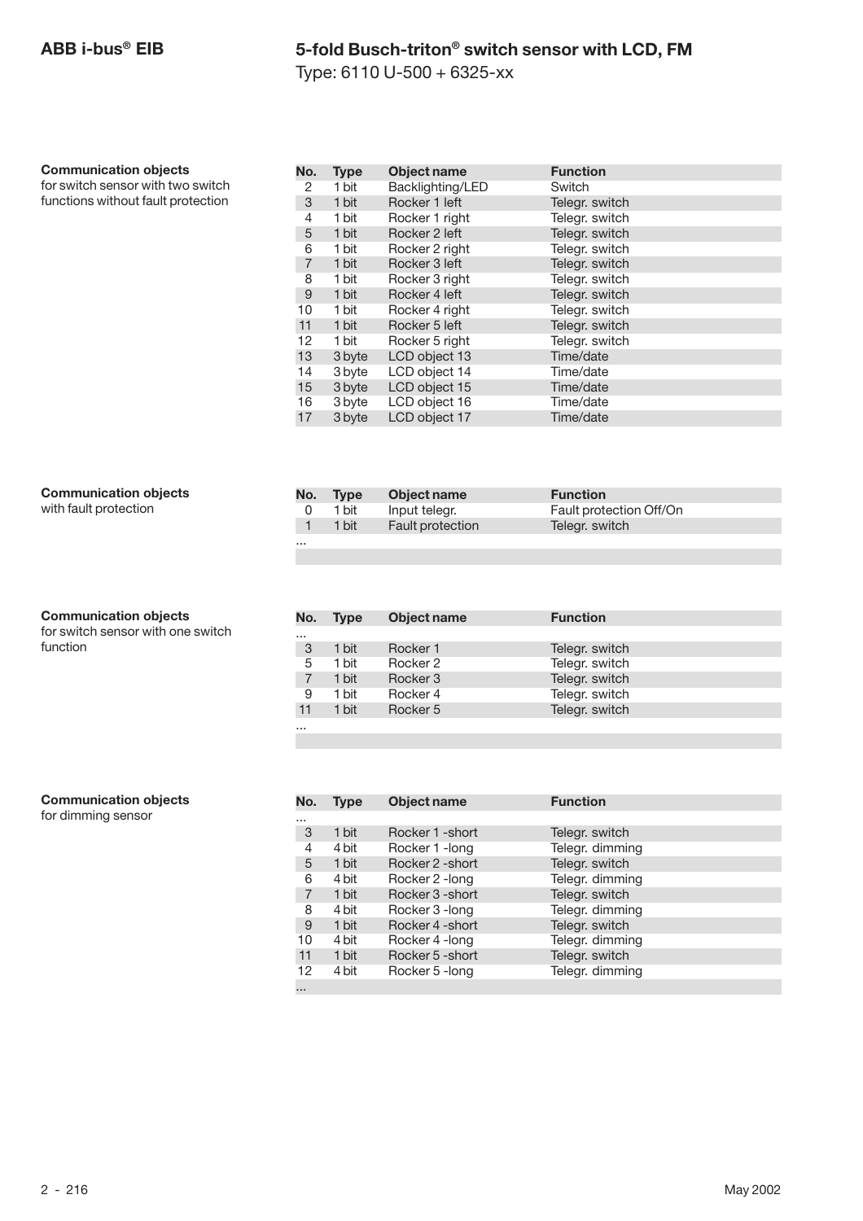## Communication objects
for switch sensor with two switch functions without fault protection

| No. | Type | Object name | Function |
|---|---|---|---|
| 2 | 1 bit | Backlighting/LED | Switch |
| 3 | 1 bit | Rocker 1 left | Telegr. switch |
| 4 | 1 bit | Rocker 1 right | Telegr. switch |
| 5 | 1 bit | Rocker 2 left | Telegr. switch |
| 6 | 1 bit | Rocker 2 right | Telegr. switch |
| 7 | 1 bit | Rocker 3 left | Telegr. switch |
| 8 | 1 bit | Rocker 3 right | Telegr. switch |
| 9 | 1 bit | Rocker 4 left | Telegr. switch |
| 10 | 1 bit | Rocker 4 right | Telegr. switch |
| 11 | 1 bit | Rocker 5 left | Telegr. switch |
| 12 | 1 bit | Rocker 5 right | Telegr. switch |
| 13 | 3 byte | LCD object 13 | Time/date |
| 14 | 3 byte | LCD object 14 | Time/date |
| 15 | 3 byte | LCD object 15 | Time/date |
| 16 | 3 byte | LCD object 16 | Time/date |
| 17 | 3 byte | LCD object 17 | Time/date |

## Communication objects
with fault protection

| No. | Type | Object name | Function |
|---|---|---|---|
| 0 | 1 bit | Input telegr. | Fault protection Off/On |
| 1 | 1 bit | Fault protection | Telegr. switch |
| ... | | | |

## Communication objects
for switch sensor with one switch function

| No. | Type | Object name | Function |
|---|---|---|---|
| ... | | | |
| 3 | 1 bit | Rocker 1 | Telegr. switch |
| 5 | 1 bit | Rocker 2 | Telegr. switch |
| 7 | 1 bit | Rocker 3 | Telegr. switch |
| 9 | 1 bit | Rocker 4 | Telegr. switch |
| 11 | 1 bit | Rocker 5 | Telegr. switch |
| ... | | | |

## Communication objects
for dimming sensor

| No. | Type | Object name | Function |
|---|---|---|---|
| ... | | | |
| 3 | 1 bit | Rocker 1 -short | Telegr. switch |
| 4 | 4 bit | Rocker 1 -long | Telegr. dimming |
| 5 | 1 bit | Rocker 2 -short | Telegr. switch |
| 6 | 4 bit | Rocker 2 -long | Telegr. dimming |
| 7 | 1 bit | Rocker 3 -short | Telegr. switch |
| 8 | 4 bit | Rocker 3 -long | Telegr. dimming |
| 9 | 1 bit | Rocker 4 -short | Telegr. switch |
| 10 | 4 bit | Rocker 4 -long | Telegr. dimming |
| 11 | 1 bit | Rocker 5 -short | Telegr. switch |
| 12 | 4 bit | Rocker 5 -long | Telegr. dimming |
| ... | | | |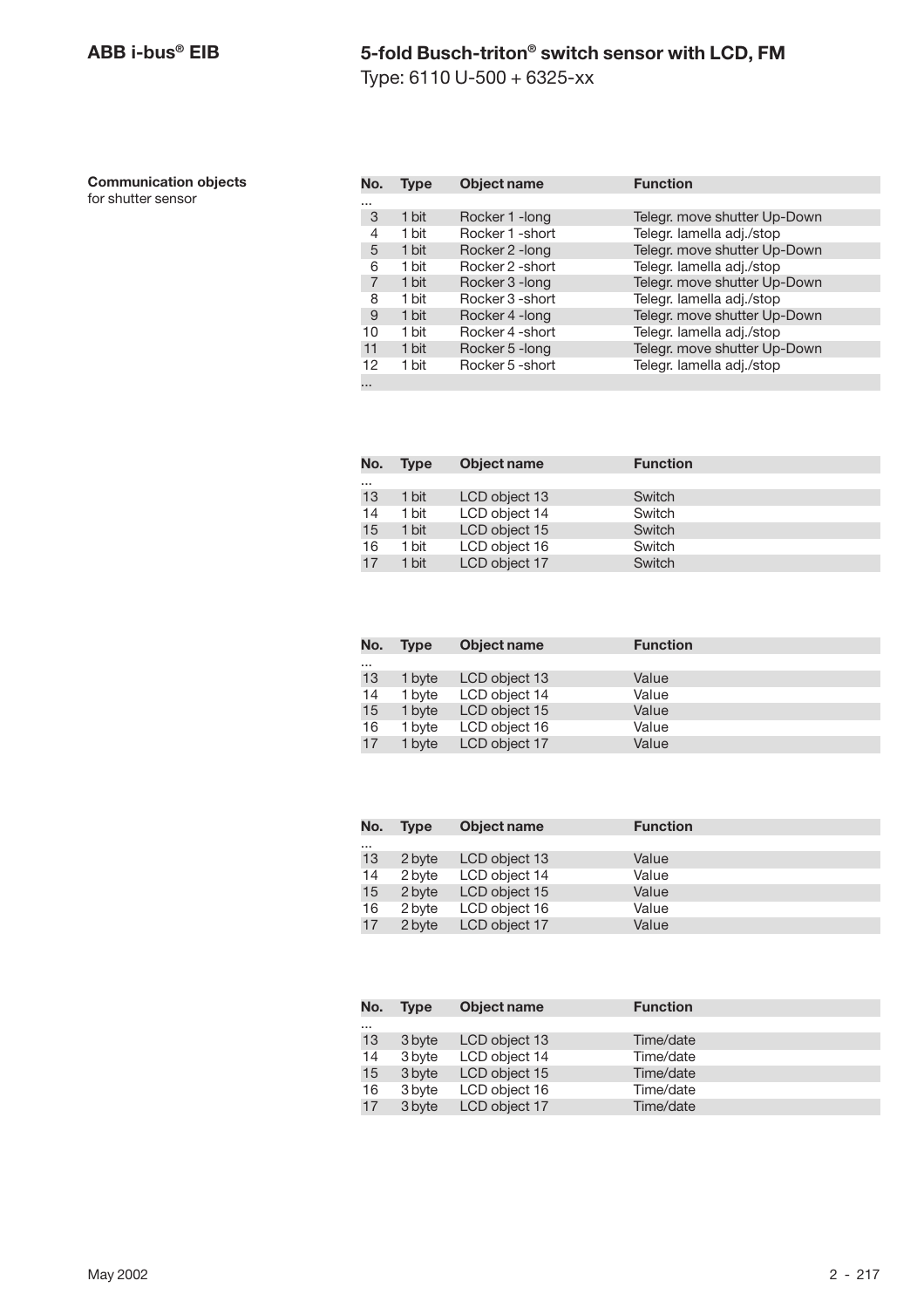**Communication objects**
for shutter sensor

| No. | Type | Object name | Function |
|---|---|---|---|
| ... | | | |
| 3 | 1 bit | Rocker 1 -long | Telegr. move shutter Up-Down |
| 4 | 1 bit | Rocker 1 -short | Telegr. lamella adj./stop |
| 5 | 1 bit | Rocker 2 -long | Telegr. move shutter Up-Down |
| 6 | 1 bit | Rocker 2 -short | Telegr. lamella adj./stop |
| 7 | 1 bit | Rocker 3 -long | Telegr. move shutter Up-Down |
| 8 | 1 bit | Rocker 3 -short | Telegr. lamella adj./stop |
| 9 | 1 bit | Rocker 4 -long | Telegr. move shutter Up-Down |
| 10 | 1 bit | Rocker 4 -short | Telegr. lamella adj./stop |
| 11 | 1 bit | Rocker 5 -long | Telegr. move shutter Up-Down |
| 12 | 1 bit | Rocker 5 -short | Telegr. lamella adj./stop |
| ... | | | |

| No. | Type | Object name | Function |
|---|---|---|---|
| ... | | | |
| 13 | 1 bit | LCD object 13 | Switch |
| 14 | 1 bit | LCD object 14 | Switch |
| 15 | 1 bit | LCD object 15 | Switch |
| 16 | 1 bit | LCD object 16 | Switch |
| 17 | 1 bit | LCD object 17 | Switch |

| No. | Type | Object name | Function |
|---|---|---|---|
| ... | | | |
| 13 | 1 byte | LCD object 13 | Value |
| 14 | 1 byte | LCD object 14 | Value |
| 15 | 1 byte | LCD object 15 | Value |
| 16 | 1 byte | LCD object 16 | Value |
| 17 | 1 byte | LCD object 17 | Value |

| No. | Type | Object name | Function |
|---|---|---|---|
| ... | | | |
| 13 | 2 byte | LCD object 13 | Value |
| 14 | 2 byte | LCD object 14 | Value |
| 15 | 2 byte | LCD object 15 | Value |
| 16 | 2 byte | LCD object 16 | Value |
| 17 | 2 byte | LCD object 17 | Value |

| No. | Type | Object name | Function |
|---|---|---|---|
| ... | | | |
| 13 | 3 byte | LCD object 13 | Time/date |
| 14 | 3 byte | LCD object 14 | Time/date |
| 15 | 3 byte | LCD object 15 | Time/date |
| 16 | 3 byte | LCD object 16 | Time/date |
| 17 | 3 byte | LCD object 17 | Time/date |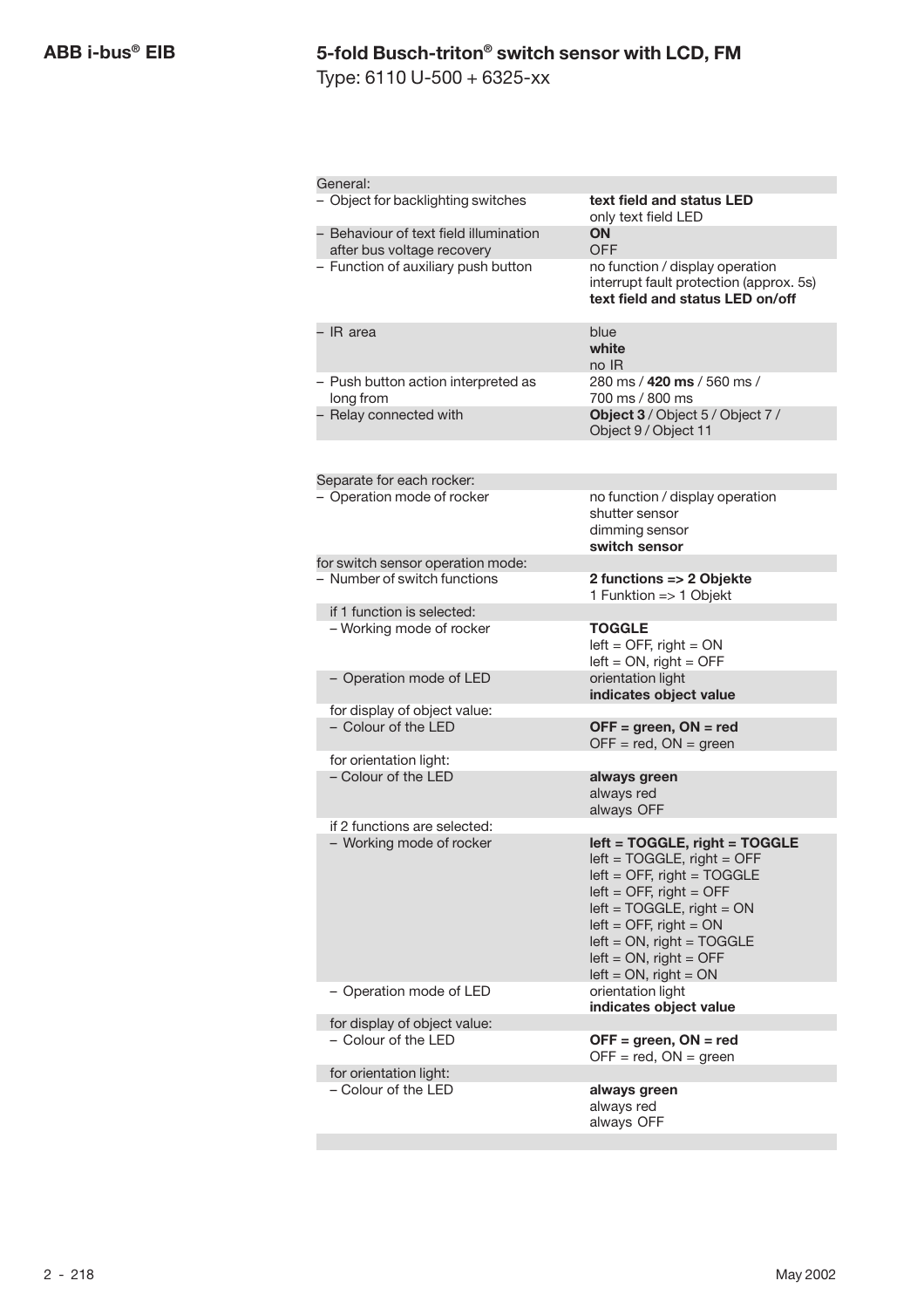# 5-fold Busch-triton® switch sensor with LCD, FM

Type: 6110 U-500 + 6325-xx

| | |
|---|---|
| General: | |
| – Object for backlighting switches | **text field and status LED**<br>only text field LED |
| – Behaviour of text field illumination after bus voltage recovery | **ON**<br>OFF |
| – Function of auxiliary push button | no function / display operation<br>interrupt fault protection (approx. 5s)<br>**text field and status LED on/off** |
| – IR area | blue<br>**white**<br>no IR |
| – Push button action interpreted as long from | 280 ms / **420 ms** / 560 ms / 700 ms / 800 ms |
| – Relay connected with | **Object 3** / Object 5 / Object 7 / Object 9 / Object 11 |
| | |
| Separate for each rocker: | |
| – Operation mode of rocker | no function / display operation<br>shutter sensor<br>dimming sensor<br>**switch sensor** |
| for switch sensor operation mode: | |
| – Number of switch functions | **2 functions => 2 Objekte**<br>1 Funktion => 1 Objekt |
| if 1 function is selected: | |
| – Working mode of rocker | **TOGGLE**<br>left = OFF, right = ON<br>left = ON, right = OFF |
| – Operation mode of LED | orientation light<br>**indicates object value** |
| for display of object value: | |
| – Colour of the LED | **OFF = green, ON = red**<br>OFF = red, ON = green |
| for orientation light: | |
| – Colour of the LED | **always green**<br>always red<br>always OFF |
| if 2 functions are selected: | |
| – Working mode of rocker | **left = TOGGLE, right = TOGGLE**<br>left = TOGGLE, right = OFF<br>left = OFF, right = TOGGLE<br>left = OFF, right = OFF<br>left = TOGGLE, right = ON<br>left = OFF, right = ON<br>left = ON, right = TOGGLE<br>left = ON, right = OFF<br>left = ON, right = ON |
| – Operation mode of LED | orientation light<br>**indicates object value** |
| for display of object value: | |
| – Colour of the LED | **OFF = green, ON = red**<br>OFF = red, ON = green |
| for orientation light: | |
| – Colour of the LED | **always green**<br>always red<br>always OFF |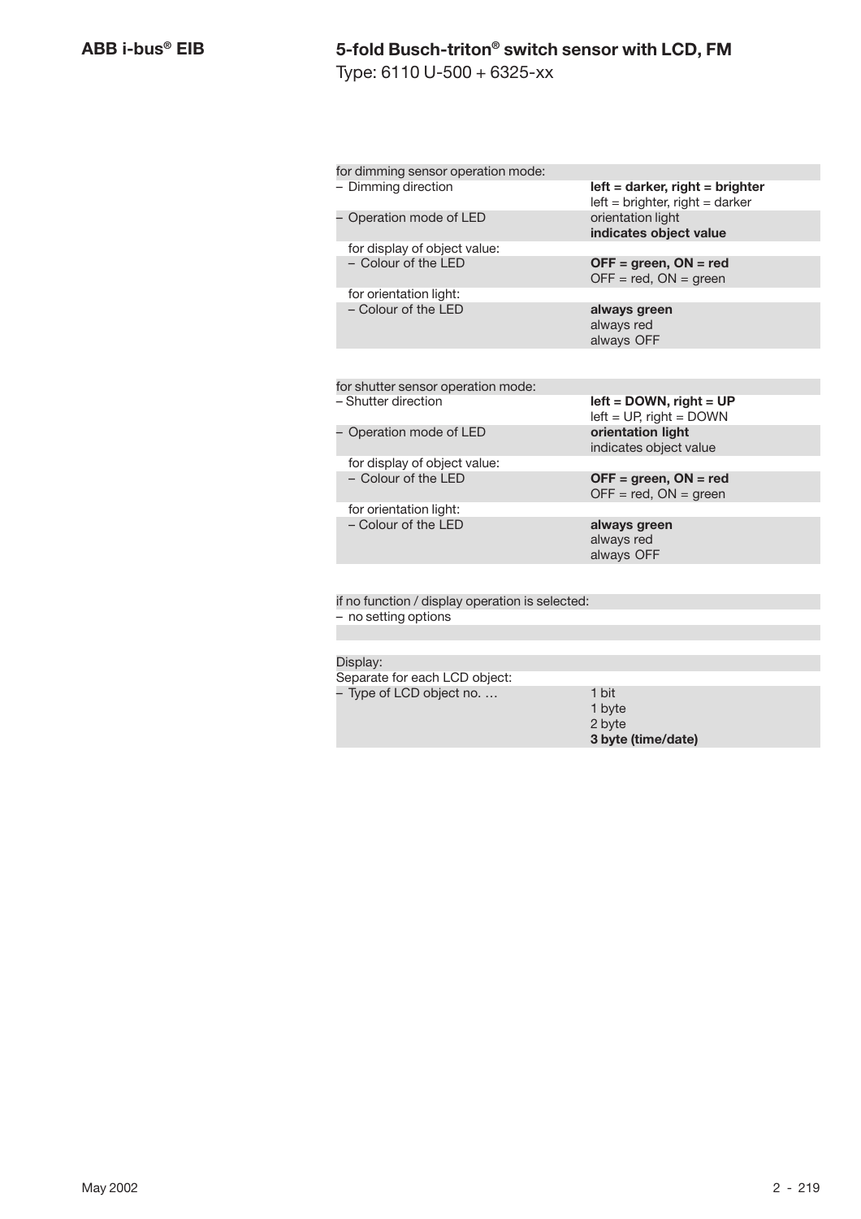| | |
|---|---|
| for dimming sensor operation mode: | |
| – Dimming direction | **left = darker, right = brighter** |
| | left = brighter, right = darker |
| – Operation mode of LED | orientation light |
| | **indicates object value** |
| for display of object value: | |
| – Colour of the LED | **OFF = green, ON = red** |
| | OFF = red, ON = green |
| for orientation light: | |
| – Colour of the LED | **always green** |
| | always red |
| | always OFF |

| | |
|---|---|
| for shutter sensor operation mode: | |
| – Shutter direction | **left = DOWN, right = UP** |
| | left = UP, right = DOWN |
| – Operation mode of LED | **orientation light** |
| | indicates object value |
| for display of object value: | |
| – Colour of the LED | **OFF = green, ON = red** |
| | OFF = red, ON = green |
| for orientation light: | |
| – Colour of the LED | **always green** |
| | always red |
| | always OFF |

| | |
|---|---|
| if no function / display operation is selected: | |
| – no setting options | |

| | |
|---|---|
| Display: | |
| Separate for each LCD object: | |
| – Type of LCD object no. … | 1 bit |
| | 1 byte |
| | 2 byte |
| | **3 byte (time/date)** |